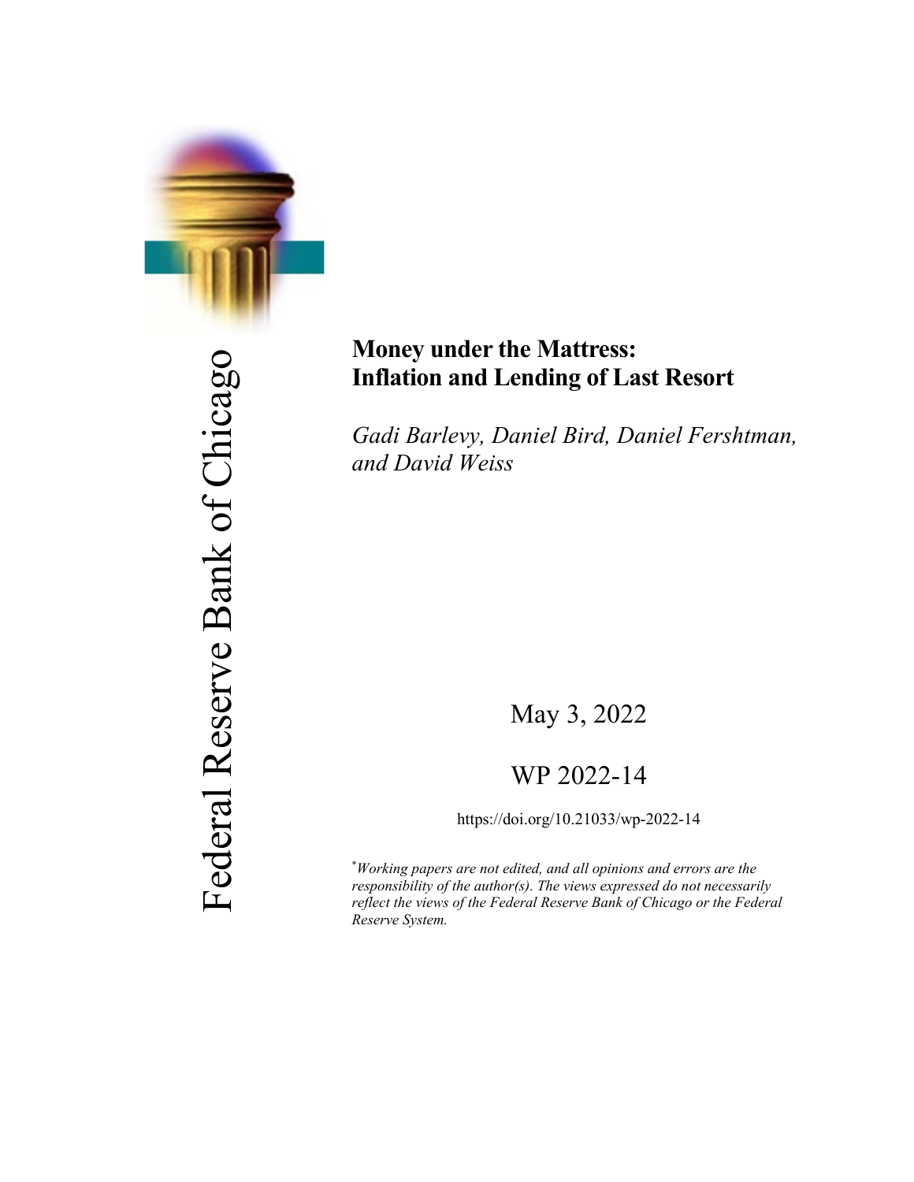Federal Reserve Bank of Chicago

# Money under the Mattress: Inflation and Lending of Last Resort

*Gadi Barlevy, Daniel Bird, Daniel Fershtman, and David Weiss*

May 3, 2022

WP 2022-14

https://doi.org/10.21033/wp-2022-14

[*] *Working papers are not edited, and all opinions and errors are the responsibility of the author(s). The views expressed do not necessarily reflect the views of the Federal Reserve Bank of Chicago or the Federal Reserve System.*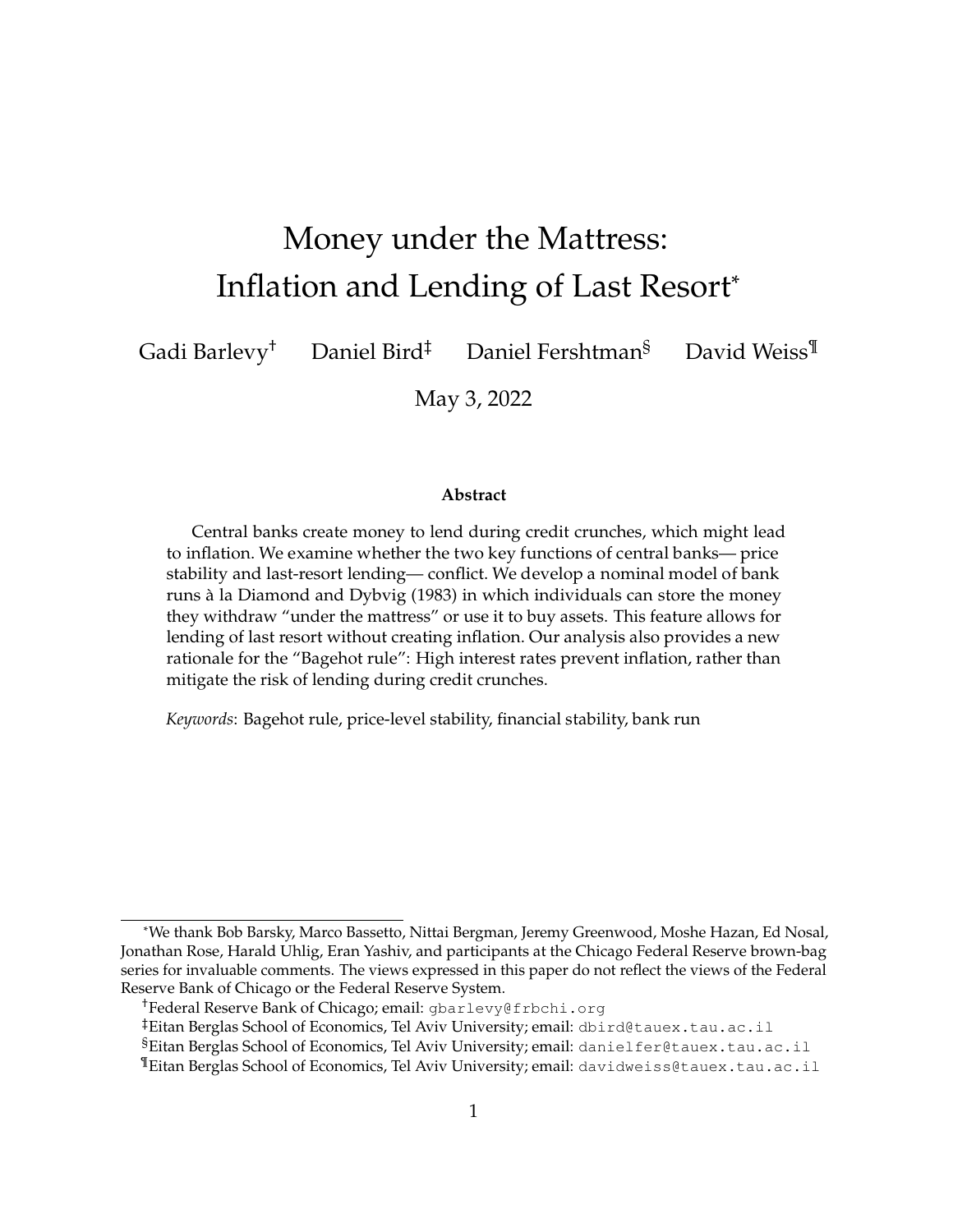# Money under the Mattress: Inflation and Lending of Last Resort*

Gadi Barlevy† Daniel Bird‡ Daniel Fershtman§ David Weiss¶

May 3, 2022

**Abstract**

Central banks create money to lend during credit crunches, which might lead to inflation. We examine whether the two key functions of central banks— price stability and last-resort lending— conflict. We develop a nominal model of bank runs à la Diamond and Dybvig (1983) in which individuals can store the money they withdraw "under the mattress" or use it to buy assets. This feature allows for lending of last resort without creating inflation. Our analysis also provides a new rationale for the "Bagehot rule": High interest rates prevent inflation, rather than mitigate the risk of lending during credit crunches.

*Keywords*: Bagehot rule, price-level stability, financial stability, bank run

---

*We thank Bob Barsky, Marco Bassetto, Nittai Bergman, Jeremy Greenwood, Moshe Hazan, Ed Nosal, Jonathan Rose, Harald Uhlig, Eran Yashiv, and participants at the Chicago Federal Reserve brown-bag series for invaluable comments. The views expressed in this paper do not reflect the views of the Federal Reserve Bank of Chicago or the Federal Reserve System.

†Federal Reserve Bank of Chicago; email: gbarlevy@frbchi.org

‡Eitan Berglas School of Economics, Tel Aviv University; email: dbird@tauex.tau.ac.il

§Eitan Berglas School of Economics, Tel Aviv University; email: danielfer@tauex.tau.ac.il

¶Eitan Berglas School of Economics, Tel Aviv University; email: davidweiss@tauex.tau.ac.il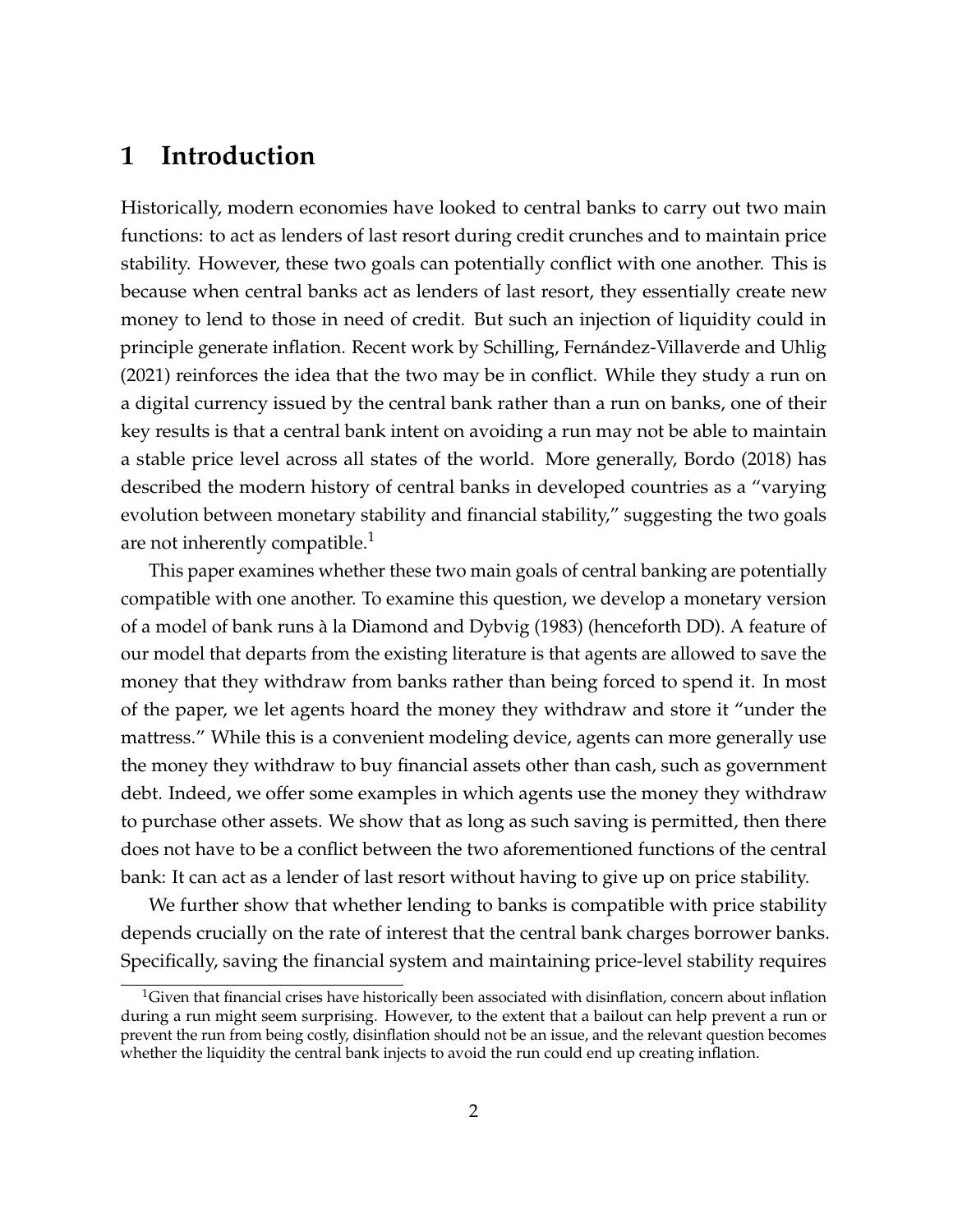# 1 Introduction

Historically, modern economies have looked to central banks to carry out two main functions: to act as lenders of last resort during credit crunches and to maintain price stability. However, these two goals can potentially conflict with one another. This is because when central banks act as lenders of last resort, they essentially create new money to lend to those in need of credit. But such an injection of liquidity could in principle generate inflation. Recent work by Schilling, Fernández-Villaverde and Uhlig (2021) reinforces the idea that the two may be in conflict. While they study a run on a digital currency issued by the central bank rather than a run on banks, one of their key results is that a central bank intent on avoiding a run may not be able to maintain a stable price level across all states of the world. More generally, Bordo (2018) has described the modern history of central banks in developed countries as a "varying evolution between monetary stability and financial stability," suggesting the two goals are not inherently compatible.[1]

This paper examines whether these two main goals of central banking are potentially compatible with one another. To examine this question, we develop a monetary version of a model of bank runs à la Diamond and Dybvig (1983) (henceforth DD). A feature of our model that departs from the existing literature is that agents are allowed to save the money that they withdraw from banks rather than being forced to spend it. In most of the paper, we let agents hoard the money they withdraw and store it "under the mattress." While this is a convenient modeling device, agents can more generally use the money they withdraw to buy financial assets other than cash, such as government debt. Indeed, we offer some examples in which agents use the money they withdraw to purchase other assets. We show that as long as such saving is permitted, then there does not have to be a conflict between the two aforementioned functions of the central bank: It can act as a lender of last resort without having to give up on price stability.

We further show that whether lending to banks is compatible with price stability depends crucially on the rate of interest that the central bank charges borrower banks. Specifically, saving the financial system and maintaining price-level stability requires

[1] Given that financial crises have historically been associated with disinflation, concern about inflation during a run might seem surprising. However, to the extent that a bailout can help prevent a run or prevent the run from being costly, disinflation should not be an issue, and the relevant question becomes whether the liquidity the central bank injects to avoid the run could end up creating inflation.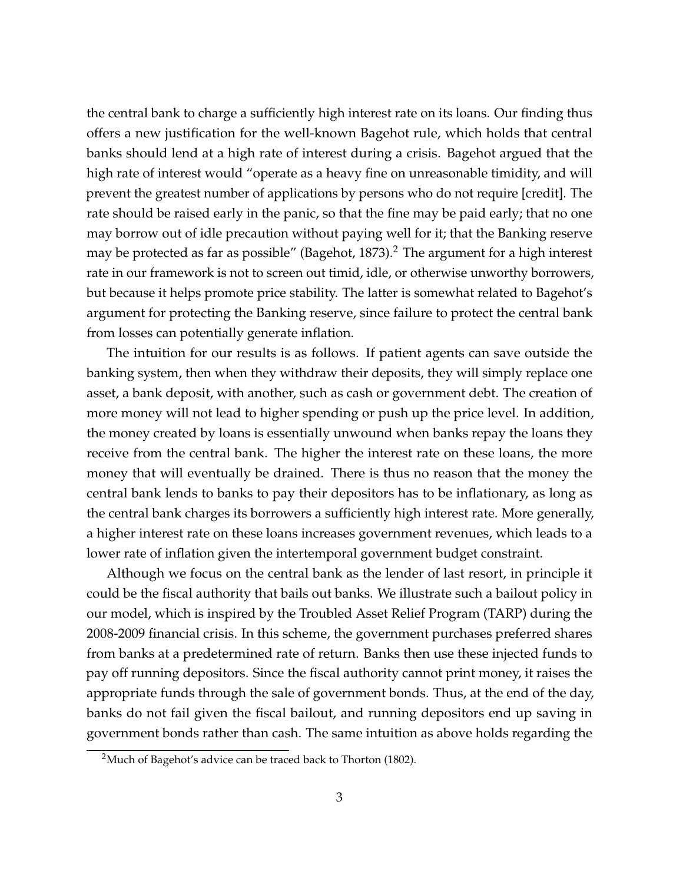the central bank to charge a sufficiently high interest rate on its loans. Our finding thus offers a new justification for the well-known Bagehot rule, which holds that central banks should lend at a high rate of interest during a crisis. Bagehot argued that the high rate of interest would "operate as a heavy fine on unreasonable timidity, and will prevent the greatest number of applications by persons who do not require [credit]. The rate should be raised early in the panic, so that the fine may be paid early; that no one may borrow out of idle precaution without paying well for it; that the Banking reserve may be protected as far as possible" (Bagehot, 1873).[2] The argument for a high interest rate in our framework is not to screen out timid, idle, or otherwise unworthy borrowers, but because it helps promote price stability. The latter is somewhat related to Bagehot's argument for protecting the Banking reserve, since failure to protect the central bank from losses can potentially generate inflation.

The intuition for our results is as follows. If patient agents can save outside the banking system, then when they withdraw their deposits, they will simply replace one asset, a bank deposit, with another, such as cash or government debt. The creation of more money will not lead to higher spending or push up the price level. In addition, the money created by loans is essentially unwound when banks repay the loans they receive from the central bank. The higher the interest rate on these loans, the more money that will eventually be drained. There is thus no reason that the money the central bank lends to banks to pay their depositors has to be inflationary, as long as the central bank charges its borrowers a sufficiently high interest rate. More generally, a higher interest rate on these loans increases government revenues, which leads to a lower rate of inflation given the intertemporal government budget constraint.

Although we focus on the central bank as the lender of last resort, in principle it could be the fiscal authority that bails out banks. We illustrate such a bailout policy in our model, which is inspired by the Troubled Asset Relief Program (TARP) during the 2008-2009 financial crisis. In this scheme, the government purchases preferred shares from banks at a predetermined rate of return. Banks then use these injected funds to pay off running depositors. Since the fiscal authority cannot print money, it raises the appropriate funds through the sale of government bonds. Thus, at the end of the day, banks do not fail given the fiscal bailout, and running depositors end up saving in government bonds rather than cash. The same intuition as above holds regarding the

[2] Much of Bagehot's advice can be traced back to Thorton (1802).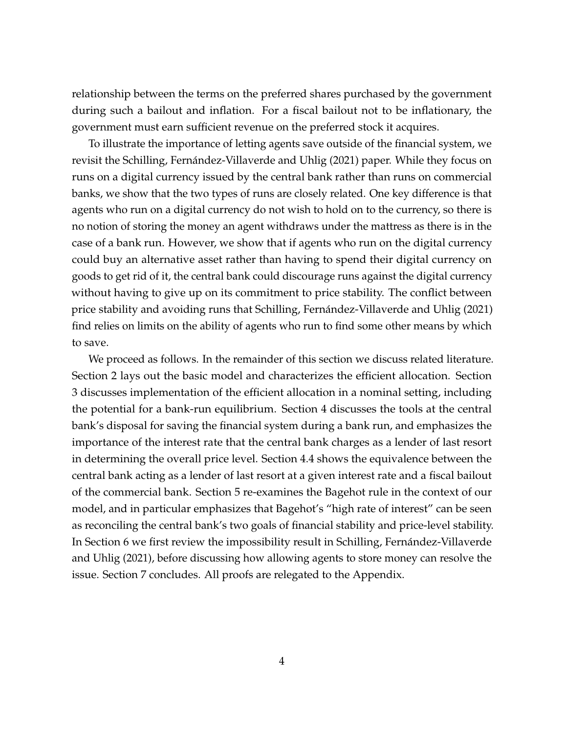relationship between the terms on the preferred shares purchased by the government during such a bailout and inflation. For a fiscal bailout not to be inflationary, the government must earn sufficient revenue on the preferred stock it acquires.

To illustrate the importance of letting agents save outside of the financial system, we revisit the Schilling, Fernández-Villaverde and Uhlig (2021) paper. While they focus on runs on a digital currency issued by the central bank rather than runs on commercial banks, we show that the two types of runs are closely related. One key difference is that agents who run on a digital currency do not wish to hold on to the currency, so there is no notion of storing the money an agent withdraws under the mattress as there is in the case of a bank run. However, we show that if agents who run on the digital currency could buy an alternative asset rather than having to spend their digital currency on goods to get rid of it, the central bank could discourage runs against the digital currency without having to give up on its commitment to price stability. The conflict between price stability and avoiding runs that Schilling, Fernández-Villaverde and Uhlig (2021) find relies on limits on the ability of agents who run to find some other means by which to save.

We proceed as follows. In the remainder of this section we discuss related literature. Section 2 lays out the basic model and characterizes the efficient allocation. Section 3 discusses implementation of the efficient allocation in a nominal setting, including the potential for a bank-run equilibrium. Section 4 discusses the tools at the central bank's disposal for saving the financial system during a bank run, and emphasizes the importance of the interest rate that the central bank charges as a lender of last resort in determining the overall price level. Section 4.4 shows the equivalence between the central bank acting as a lender of last resort at a given interest rate and a fiscal bailout of the commercial bank. Section 5 re-examines the Bagehot rule in the context of our model, and in particular emphasizes that Bagehot's "high rate of interest" can be seen as reconciling the central bank's two goals of financial stability and price-level stability. In Section 6 we first review the impossibility result in Schilling, Fernández-Villaverde and Uhlig (2021), before discussing how allowing agents to store money can resolve the issue. Section 7 concludes. All proofs are relegated to the Appendix.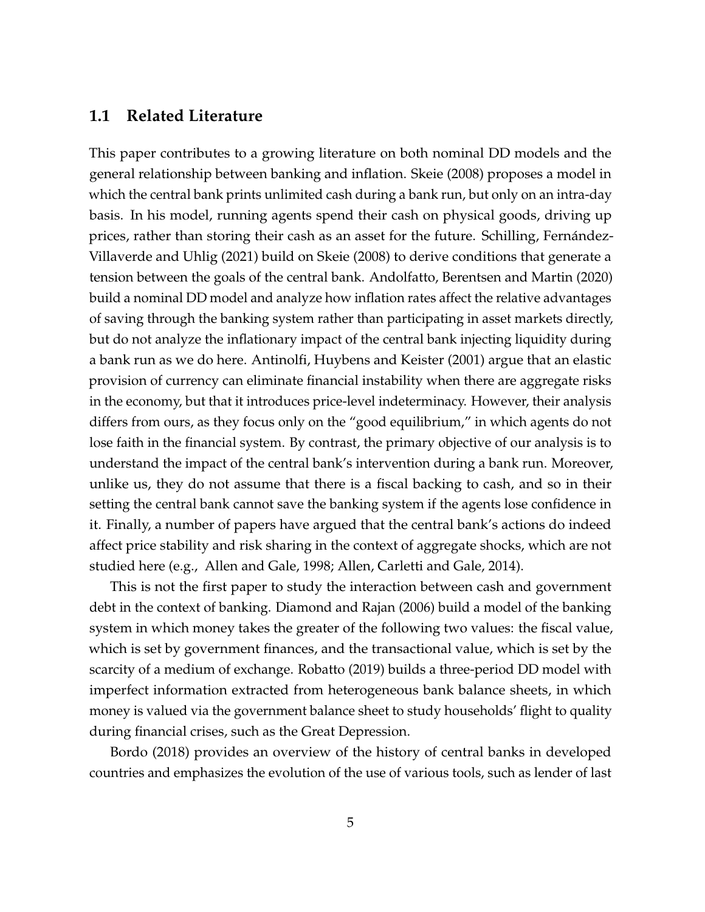## 1.1 Related Literature

This paper contributes to a growing literature on both nominal DD models and the general relationship between banking and inflation. Skeie (2008) proposes a model in which the central bank prints unlimited cash during a bank run, but only on an intra-day basis. In his model, running agents spend their cash on physical goods, driving up prices, rather than storing their cash as an asset for the future. Schilling, Fernández-Villaverde and Uhlig (2021) build on Skeie (2008) to derive conditions that generate a tension between the goals of the central bank. Andolfatto, Berentsen and Martin (2020) build a nominal DD model and analyze how inflation rates affect the relative advantages of saving through the banking system rather than participating in asset markets directly, but do not analyze the inflationary impact of the central bank injecting liquidity during a bank run as we do here. Antinolfi, Huybens and Keister (2001) argue that an elastic provision of currency can eliminate financial instability when there are aggregate risks in the economy, but that it introduces price-level indeterminacy. However, their analysis differs from ours, as they focus only on the "good equilibrium," in which agents do not lose faith in the financial system. By contrast, the primary objective of our analysis is to understand the impact of the central bank's intervention during a bank run. Moreover, unlike us, they do not assume that there is a fiscal backing to cash, and so in their setting the central bank cannot save the banking system if the agents lose confidence in it. Finally, a number of papers have argued that the central bank's actions do indeed affect price stability and risk sharing in the context of aggregate shocks, which are not studied here (e.g., Allen and Gale, 1998; Allen, Carletti and Gale, 2014).

This is not the first paper to study the interaction between cash and government debt in the context of banking. Diamond and Rajan (2006) build a model of the banking system in which money takes the greater of the following two values: the fiscal value, which is set by government finances, and the transactional value, which is set by the scarcity of a medium of exchange. Robatto (2019) builds a three-period DD model with imperfect information extracted from heterogeneous bank balance sheets, in which money is valued via the government balance sheet to study households' flight to quality during financial crises, such as the Great Depression.

Bordo (2018) provides an overview of the history of central banks in developed countries and emphasizes the evolution of the use of various tools, such as lender of last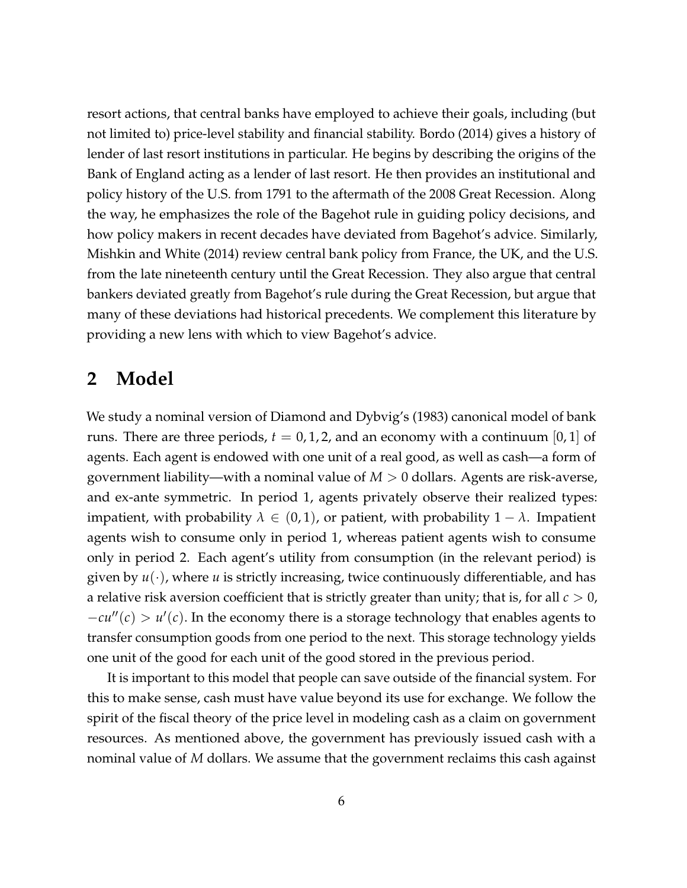resort actions, that central banks have employed to achieve their goals, including (but not limited to) price-level stability and financial stability. Bordo (2014) gives a history of lender of last resort institutions in particular. He begins by describing the origins of the Bank of England acting as a lender of last resort. He then provides an institutional and policy history of the U.S. from 1791 to the aftermath of the 2008 Great Recession. Along the way, he emphasizes the role of the Bagehot rule in guiding policy decisions, and how policy makers in recent decades have deviated from Bagehot's advice. Similarly, Mishkin and White (2014) review central bank policy from France, the UK, and the U.S. from the late nineteenth century until the Great Recession. They also argue that central bankers deviated greatly from Bagehot's rule during the Great Recession, but argue that many of these deviations had historical precedents. We complement this literature by providing a new lens with which to view Bagehot's advice.

## 2 Model

We study a nominal version of Diamond and Dybvig's (1983) canonical model of bank runs. There are three periods, $t = 0, 1, 2$, and an economy with a continuum $[0, 1]$ of agents. Each agent is endowed with one unit of a real good, as well as cash—a form of government liability—with a nominal value of $M > 0$ dollars. Agents are risk-averse, and ex-ante symmetric. In period 1, agents privately observe their realized types: impatient, with probability $\lambda \in (0, 1)$, or patient, with probability $1 - \lambda$. Impatient agents wish to consume only in period 1, whereas patient agents wish to consume only in period 2. Each agent's utility from consumption (in the relevant period) is given by $u(\cdot)$, where $u$ is strictly increasing, twice continuously differentiable, and has a relative risk aversion coefficient that is strictly greater than unity; that is, for all $c > 0$, $-cu''(c) > u'(c)$. In the economy there is a storage technology that enables agents to transfer consumption goods from one period to the next. This storage technology yields one unit of the good for each unit of the good stored in the previous period.

It is important to this model that people can save outside of the financial system. For this to make sense, cash must have value beyond its use for exchange. We follow the spirit of the fiscal theory of the price level in modeling cash as a claim on government resources. As mentioned above, the government has previously issued cash with a nominal value of $M$ dollars. We assume that the government reclaims this cash against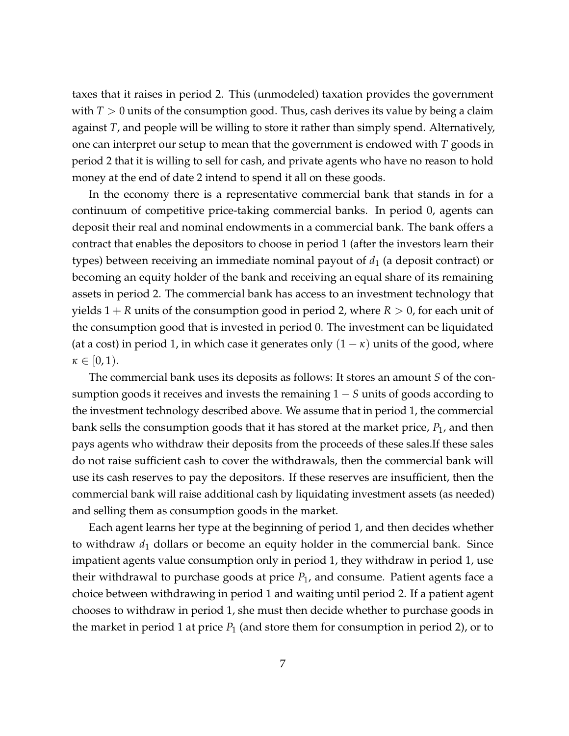taxes that it raises in period 2. This (unmodeled) taxation provides the government with $T > 0$ units of the consumption good. Thus, cash derives its value by being a claim against $T$, and people will be willing to store it rather than simply spend. Alternatively, one can interpret our setup to mean that the government is endowed with $T$ goods in period 2 that it is willing to sell for cash, and private agents who have no reason to hold money at the end of date 2 intend to spend it all on these goods.

In the economy there is a representative commercial bank that stands in for a continuum of competitive price-taking commercial banks. In period 0, agents can deposit their real and nominal endowments in a commercial bank. The bank offers a contract that enables the depositors to choose in period 1 (after the investors learn their types) between receiving an immediate nominal payout of $d_1$ (a deposit contract) or becoming an equity holder of the bank and receiving an equal share of its remaining assets in period 2. The commercial bank has access to an investment technology that yields $1 + R$ units of the consumption good in period 2, where $R > 0$, for each unit of the consumption good that is invested in period 0. The investment can be liquidated (at a cost) in period 1, in which case it generates only $(1 - \kappa)$ units of the good, where $\kappa \in [0, 1)$.

The commercial bank uses its deposits as follows: It stores an amount $S$ of the consumption goods it receives and invests the remaining $1 - S$ units of goods according to the investment technology described above. We assume that in period 1, the commercial bank sells the consumption goods that it has stored at the market price, $P_1$, and then pays agents who withdraw their deposits from the proceeds of these sales.If these sales do not raise sufficient cash to cover the withdrawals, then the commercial bank will use its cash reserves to pay the depositors. If these reserves are insufficient, then the commercial bank will raise additional cash by liquidating investment assets (as needed) and selling them as consumption goods in the market.

Each agent learns her type at the beginning of period 1, and then decides whether to withdraw $d_1$ dollars or become an equity holder in the commercial bank. Since impatient agents value consumption only in period 1, they withdraw in period 1, use their withdrawal to purchase goods at price $P_1$, and consume. Patient agents face a choice between withdrawing in period 1 and waiting until period 2. If a patient agent chooses to withdraw in period 1, she must then decide whether to purchase goods in the market in period 1 at price $P_1$ (and store them for consumption in period 2), or to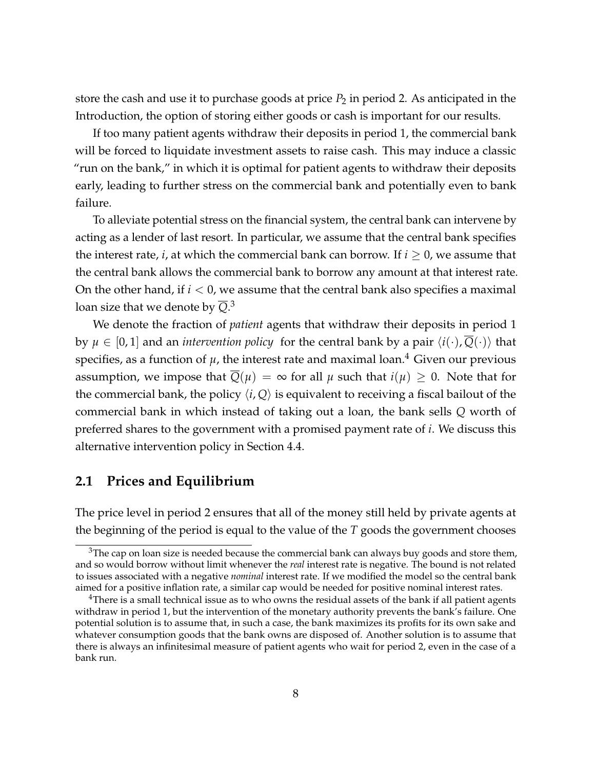store the cash and use it to purchase goods at price $P_2$ in period 2. As anticipated in the Introduction, the option of storing either goods or cash is important for our results.

If too many patient agents withdraw their deposits in period 1, the commercial bank will be forced to liquidate investment assets to raise cash. This may induce a classic "run on the bank," in which it is optimal for patient agents to withdraw their deposits early, leading to further stress on the commercial bank and potentially even to bank failure.

To alleviate potential stress on the financial system, the central bank can intervene by acting as a lender of last resort. In particular, we assume that the central bank specifies the interest rate, $i$, at which the commercial bank can borrow. If $i \geq 0$, we assume that the central bank allows the commercial bank to borrow any amount at that interest rate. On the other hand, if $i < 0$, we assume that the central bank also specifies a maximal loan size that we denote by $\overline{Q}$.[3]

We denote the fraction of *patient* agents that withdraw their deposits in period 1 by $\mu \in [0, 1]$ and an *intervention policy* for the central bank by a pair $\langle i(\cdot), \overline{Q}(\cdot)\rangle$ that specifies, as a function of $\mu$, the interest rate and maximal loan.[4] Given our previous assumption, we impose that $\overline{Q}(\mu) = \infty$ for all $\mu$ such that $i(\mu) \geq 0$. Note that for the commercial bank, the policy $\langle i, Q\rangle$ is equivalent to receiving a fiscal bailout of the commercial bank in which instead of taking out a loan, the bank sells $Q$ worth of preferred shares to the government with a promised payment rate of $i$. We discuss this alternative intervention policy in Section 4.4.

## 2.1 Prices and Equilibrium

The price level in period 2 ensures that all of the money still held by private agents at the beginning of the period is equal to the value of the $T$ goods the government chooses

[3] The cap on loan size is needed because the commercial bank can always buy goods and store them, and so would borrow without limit whenever the *real* interest rate is negative. The bound is not related to issues associated with a negative *nominal* interest rate. If we modified the model so the central bank aimed for a positive inflation rate, a similar cap would be needed for positive nominal interest rates.

[4] There is a small technical issue as to who owns the residual assets of the bank if all patient agents withdraw in period 1, but the intervention of the monetary authority prevents the bank's failure. One potential solution is to assume that, in such a case, the bank maximizes its profits for its own sake and whatever consumption goods that the bank owns are disposed of. Another solution is to assume that there is always an infinitesimal measure of patient agents who wait for period 2, even in the case of a bank run.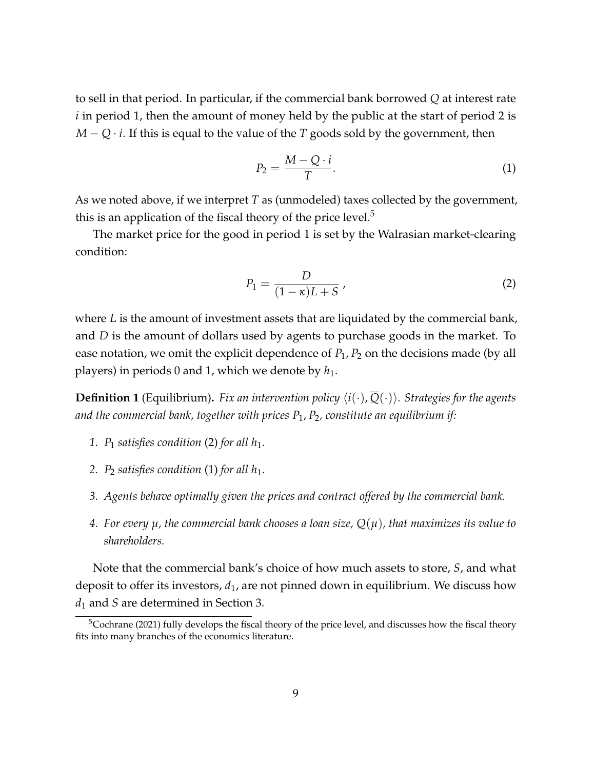to sell in that period. In particular, if the commercial bank borrowed $Q$ at interest rate $i$ in period 1, then the amount of money held by the public at the start of period 2 is $M - Q \cdot i$. If this is equal to the value of the $T$ goods sold by the government, then

$$P_2 = \frac{M - Q \cdot i}{T}. \tag{1}$$

As we noted above, if we interpret $T$ as (unmodeled) taxes collected by the government, this is an application of the fiscal theory of the price level.[5]

The market price for the good in period 1 is set by the Walrasian market-clearing condition:

$$P_1 = \frac{D}{(1-\kappa)L + S}, \tag{2}$$

where $L$ is the amount of investment assets that are liquidated by the commercial bank, and $D$ is the amount of dollars used by agents to purchase goods in the market. To ease notation, we omit the explicit dependence of $P_1, P_2$ on the decisions made (by all players) in periods 0 and 1, which we denote by $h_1$.

**Definition 1** (Equilibrium)**.** *Fix an intervention policy $\langle i(\cdot), \overline{Q}(\cdot)\rangle$. Strategies for the agents and the commercial bank, together with prices $P_1, P_2$, constitute an equilibrium if:*

1. *$P_1$ satisfies condition* (2) *for all $h_1$.*
2. *$P_2$ satisfies condition* (1) *for all $h_1$.*
3. *Agents behave optimally given the prices and contract offered by the commercial bank.*
4. *For every $\mu$, the commercial bank chooses a loan size, $Q(\mu)$, that maximizes its value to shareholders.*

Note that the commercial bank's choice of how much assets to store, $S$, and what deposit to offer its investors, $d_1$, are not pinned down in equilibrium. We discuss how $d_1$ and $S$ are determined in Section 3.

[5] Cochrane (2021) fully develops the fiscal theory of the price level, and discusses how the fiscal theory fits into many branches of the economics literature.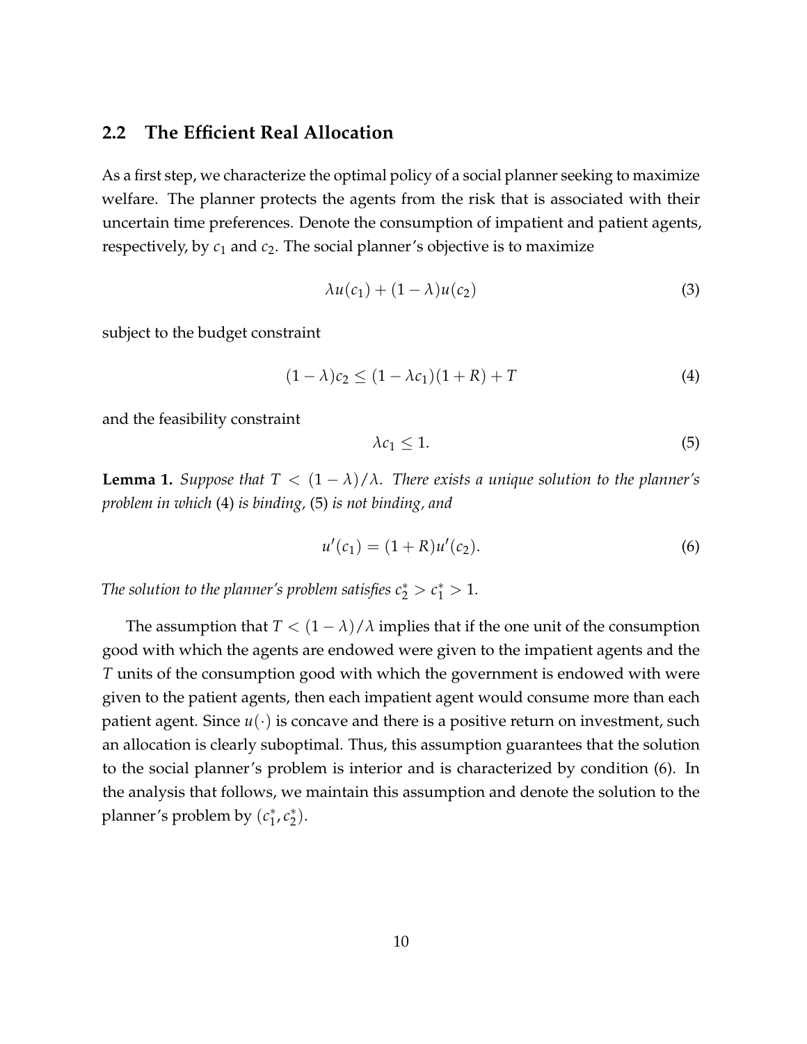## 2.2 The Efficient Real Allocation

As a first step, we characterize the optimal policy of a social planner seeking to maximize welfare. The planner protects the agents from the risk that is associated with their uncertain time preferences. Denote the consumption of impatient and patient agents, respectively, by $c_1$ and $c_2$. The social planner's objective is to maximize

$$\lambda u(c_1) + (1 - \lambda)u(c_2) \tag{3}$$

subject to the budget constraint

$$(1 - \lambda)c_2 \leq (1 - \lambda c_1)(1 + R) + T \tag{4}$$

and the feasibility constraint

$$\lambda c_1 \leq 1. \tag{5}$$

**Lemma 1.** *Suppose that $T < (1 - \lambda)/\lambda$. There exists a unique solution to the planner's problem in which* (4) *is binding,* (5) *is not binding, and*

$$u'(c_1) = (1 + R)u'(c_2). \tag{6}$$

*The solution to the planner's problem satisfies $c_2^* > c_1^* > 1$.*

The assumption that $T < (1 - \lambda)/\lambda$ implies that if the one unit of the consumption good with which the agents are endowed were given to the impatient agents and the $T$ units of the consumption good with which the government is endowed with were given to the patient agents, then each impatient agent would consume more than each patient agent. Since $u(\cdot)$ is concave and there is a positive return on investment, such an allocation is clearly suboptimal. Thus, this assumption guarantees that the solution to the social planner's problem is interior and is characterized by condition (6). In the analysis that follows, we maintain this assumption and denote the solution to the planner's problem by $(c_1^*, c_2^*)$.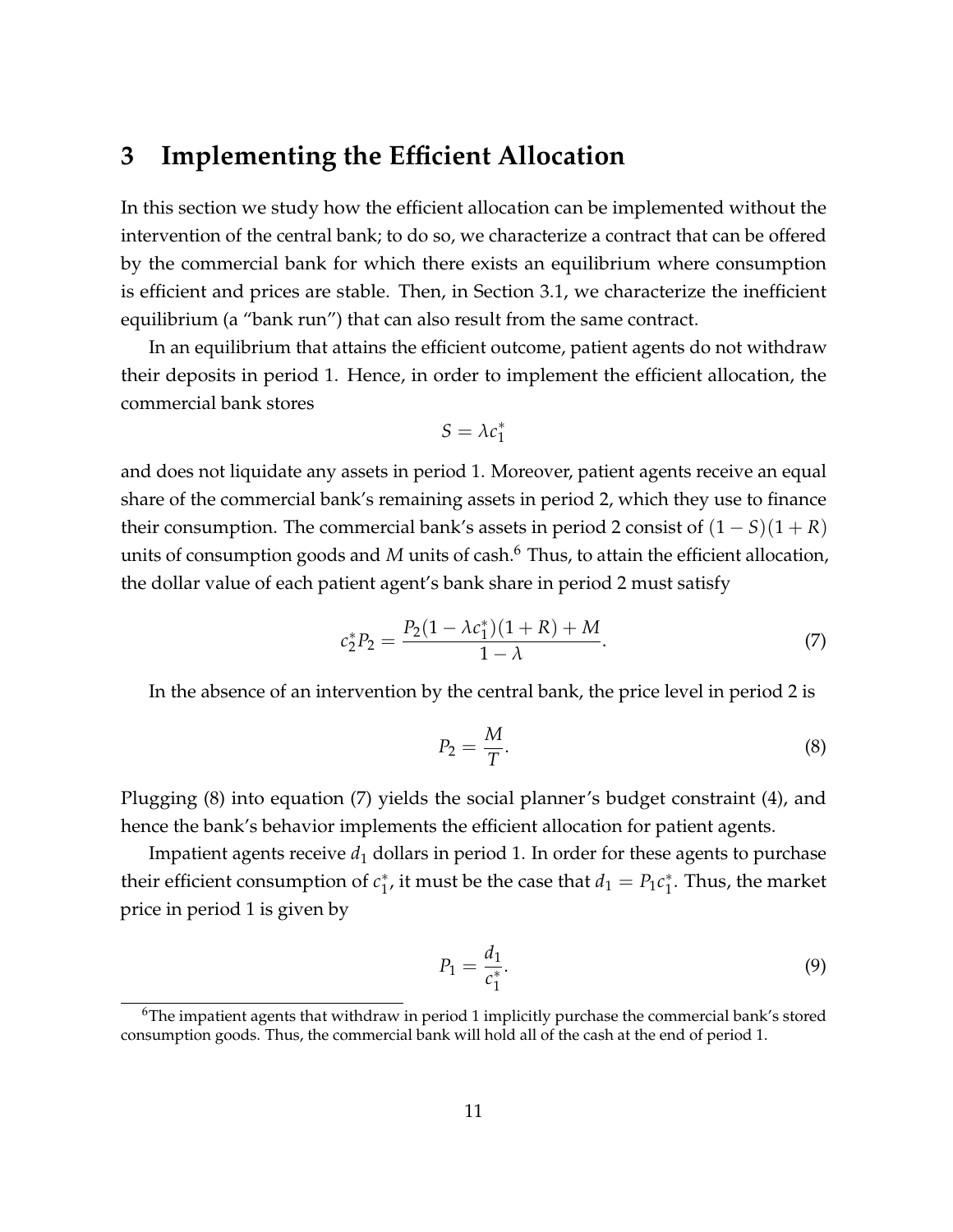# 3 Implementing the Efficient Allocation

In this section we study how the efficient allocation can be implemented without the intervention of the central bank; to do so, we characterize a contract that can be offered by the commercial bank for which there exists an equilibrium where consumption is efficient and prices are stable. Then, in Section 3.1, we characterize the inefficient equilibrium (a "bank run") that can also result from the same contract.

In an equilibrium that attains the efficient outcome, patient agents do not withdraw their deposits in period 1. Hence, in order to implement the efficient allocation, the commercial bank stores

$$S = \lambda c_1^*$$

and does not liquidate any assets in period 1. Moreover, patient agents receive an equal share of the commercial bank's remaining assets in period 2, which they use to finance their consumption. The commercial bank's assets in period 2 consist of $(1 - S)(1 + R)$ units of consumption goods and $M$ units of cash.[6] Thus, to attain the efficient allocation, the dollar value of each patient agent's bank share in period 2 must satisfy

$$c_2^* P_2 = \frac{P_2(1 - \lambda c_1^*)(1 + R) + M}{1 - \lambda}. \tag{7}$$

In the absence of an intervention by the central bank, the price level in period 2 is

$$P_2 = \frac{M}{T}. \tag{8}$$

Plugging (8) into equation (7) yields the social planner's budget constraint (4), and hence the bank's behavior implements the efficient allocation for patient agents.

Impatient agents receive $d_1$ dollars in period 1. In order for these agents to purchase their efficient consumption of $c_1^*$, it must be the case that $d_1 = P_1 c_1^*$. Thus, the market price in period 1 is given by

$$P_1 = \frac{d_1}{c_1^*}. \tag{9}$$

[6] The impatient agents that withdraw in period 1 implicitly purchase the commercial bank's stored consumption goods. Thus, the commercial bank will hold all of the cash at the end of period 1.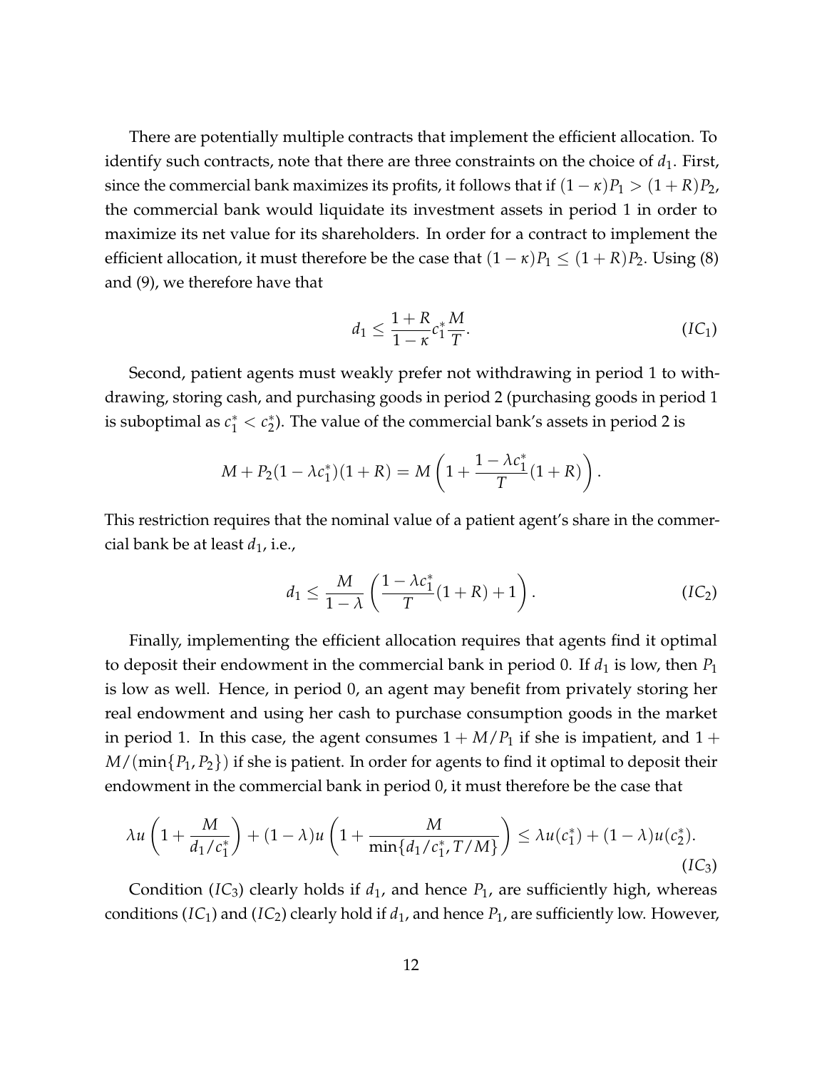There are potentially multiple contracts that implement the efficient allocation. To identify such contracts, note that there are three constraints on the choice of $d_1$. First, since the commercial bank maximizes its profits, it follows that if $(1-\kappa)P_1 > (1+R)P_2$, the commercial bank would liquidate its investment assets in period 1 in order to maximize its net value for its shareholders. In order for a contract to implement the efficient allocation, it must therefore be the case that $(1-\kappa)P_1 \leq (1+R)P_2$. Using (8) and (9), we therefore have that

$$d_1 \leq \frac{1+R}{1-\kappa} c_1^* \frac{M}{T}. \tag{$IC_1$}$$

Second, patient agents must weakly prefer not withdrawing in period 1 to withdrawing, storing cash, and purchasing goods in period 2 (purchasing goods in period 1 is suboptimal as $c_1^* < c_2^*$). The value of the commercial bank's assets in period 2 is

$$M + P_2(1-\lambda c_1^*)(1+R) = M\left(1 + \frac{1-\lambda c_1^*}{T}(1+R)\right).$$

This restriction requires that the nominal value of a patient agent's share in the commercial bank be at least $d_1$, i.e.,

$$d_1 \leq \frac{M}{1-\lambda}\left(\frac{1-\lambda c_1^*}{T}(1+R) + 1\right). \tag{$IC_2$}$$

Finally, implementing the efficient allocation requires that agents find it optimal to deposit their endowment in the commercial bank in period 0. If $d_1$ is low, then $P_1$ is low as well. Hence, in period 0, an agent may benefit from privately storing her real endowment and using her cash to purchase consumption goods in the market in period 1. In this case, the agent consumes $1 + M/P_1$ if she is impatient, and $1 + M/(\min\{P_1, P_2\})$ if she is patient. In order for agents to find it optimal to deposit their endowment in the commercial bank in period 0, it must therefore be the case that

$$\lambda u\left(1 + \frac{M}{d_1/c_1^*}\right) + (1-\lambda)u\left(1 + \frac{M}{\min\{d_1/c_1^*, T/M\}}\right) \leq \lambda u(c_1^*) + (1-\lambda)u(c_2^*). \tag{$IC_3$}$$

Condition ($IC_3$) clearly holds if $d_1$, and hence $P_1$, are sufficiently high, whereas conditions ($IC_1$) and ($IC_2$) clearly hold if $d_1$, and hence $P_1$, are sufficiently low. However,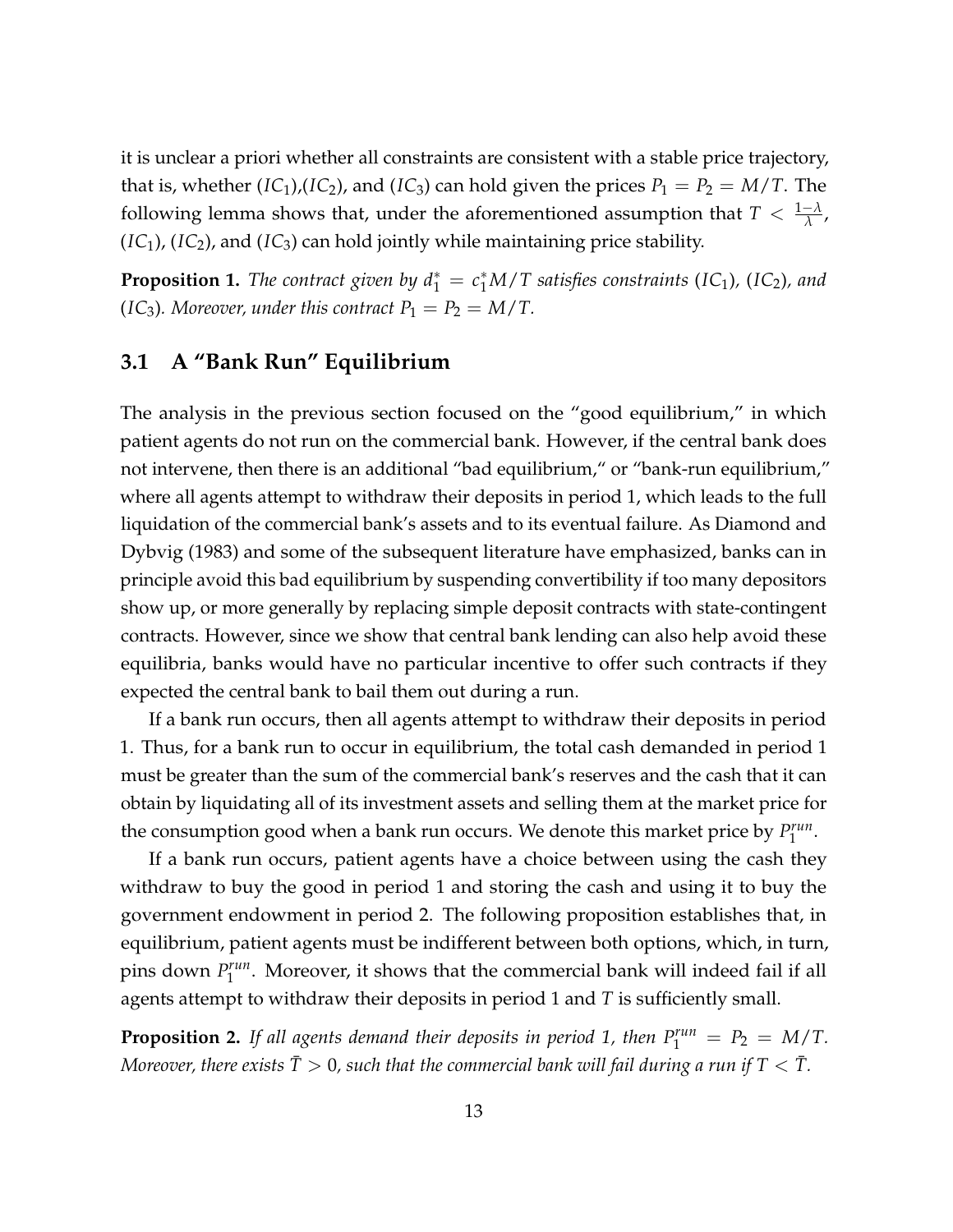it is unclear a priori whether all constraints are consistent with a stable price trajectory, that is, whether ($IC_1$),($IC_2$), and ($IC_3$) can hold given the prices $P_1 = P_2 = M/T$. The following lemma shows that, under the aforementioned assumption that $T < \frac{1-\lambda}{\lambda}$, ($IC_1$), ($IC_2$), and ($IC_3$) can hold jointly while maintaining price stability.

**Proposition 1.** *The contract given by $d_1^* = c_1^* M/T$ satisfies constraints ($IC_1$), ($IC_2$), and ($IC_3$). Moreover, under this contract $P_1 = P_2 = M/T$.*

## 3.1 A "Bank Run" Equilibrium

The analysis in the previous section focused on the "good equilibrium," in which patient agents do not run on the commercial bank. However, if the central bank does not intervene, then there is an additional "bad equilibrium," or "bank-run equilibrium," where all agents attempt to withdraw their deposits in period 1, which leads to the full liquidation of the commercial bank's assets and to its eventual failure. As Diamond and Dybvig (1983) and some of the subsequent literature have emphasized, banks can in principle avoid this bad equilibrium by suspending convertibility if too many depositors show up, or more generally by replacing simple deposit contracts with state-contingent contracts. However, since we show that central bank lending can also help avoid these equilibria, banks would have no particular incentive to offer such contracts if they expected the central bank to bail them out during a run.

If a bank run occurs, then all agents attempt to withdraw their deposits in period 1. Thus, for a bank run to occur in equilibrium, the total cash demanded in period 1 must be greater than the sum of the commercial bank's reserves and the cash that it can obtain by liquidating all of its investment assets and selling them at the market price for the consumption good when a bank run occurs. We denote this market price by $P_1^{run}$.

If a bank run occurs, patient agents have a choice between using the cash they withdraw to buy the good in period 1 and storing the cash and using it to buy the government endowment in period 2. The following proposition establishes that, in equilibrium, patient agents must be indifferent between both options, which, in turn, pins down $P_1^{run}$. Moreover, it shows that the commercial bank will indeed fail if all agents attempt to withdraw their deposits in period 1 and $T$ is sufficiently small.

**Proposition 2.** *If all agents demand their deposits in period 1, then $P_1^{run} = P_2 = M/T$. Moreover, there exists $\bar{T} > 0$, such that the commercial bank will fail during a run if $T < \bar{T}$.*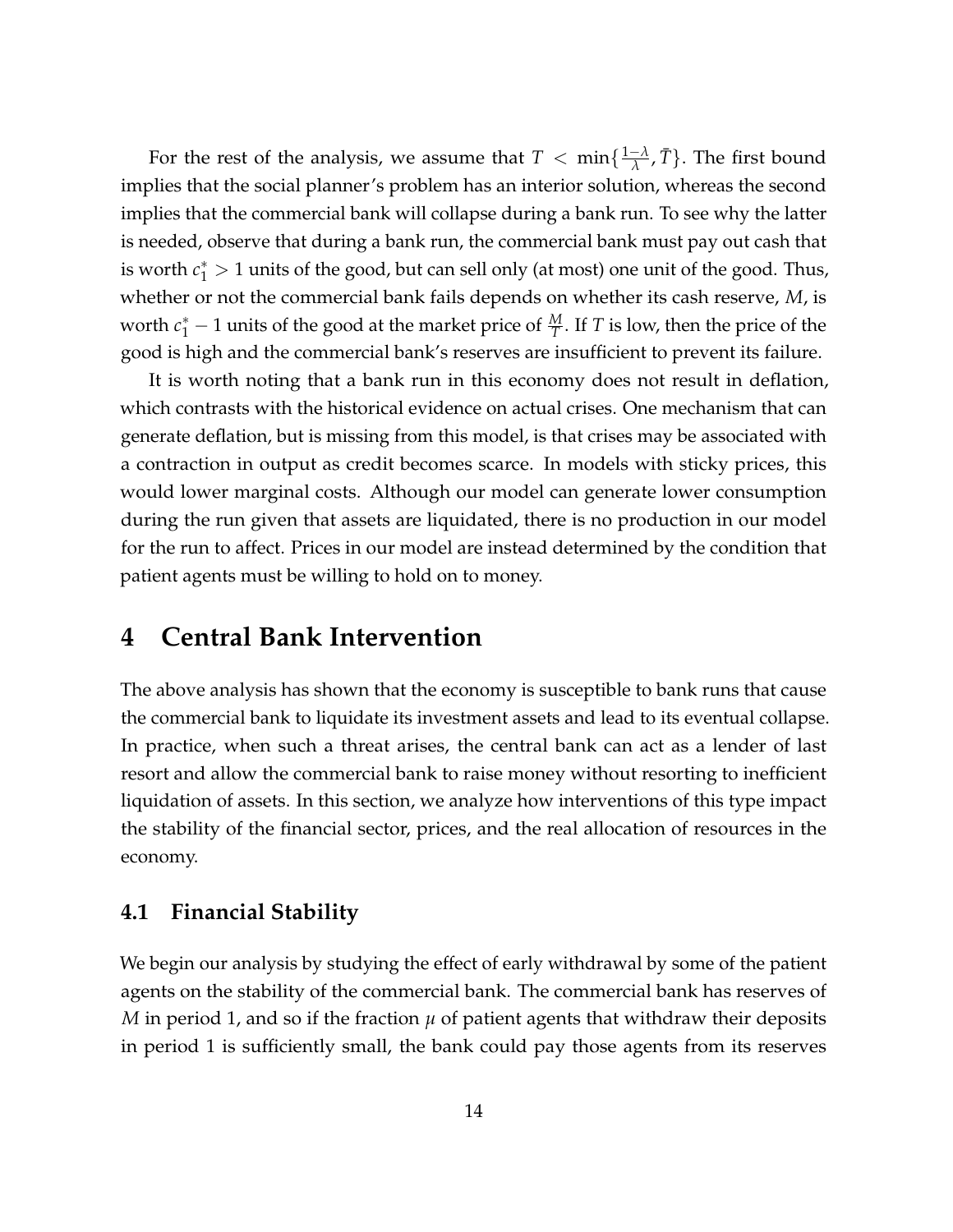For the rest of the analysis, we assume that $T < \min\{\frac{1-\lambda}{\lambda}, \bar{T}\}$. The first bound implies that the social planner's problem has an interior solution, whereas the second implies that the commercial bank will collapse during a bank run. To see why the latter is needed, observe that during a bank run, the commercial bank must pay out cash that is worth $c_1^* > 1$ units of the good, but can sell only (at most) one unit of the good. Thus, whether or not the commercial bank fails depends on whether its cash reserve, $M$, is worth $c_1^* - 1$ units of the good at the market price of $\frac{M}{T}$. If $T$ is low, then the price of the good is high and the commercial bank's reserves are insufficient to prevent its failure.

It is worth noting that a bank run in this economy does not result in deflation, which contrasts with the historical evidence on actual crises. One mechanism that can generate deflation, but is missing from this model, is that crises may be associated with a contraction in output as credit becomes scarce. In models with sticky prices, this would lower marginal costs. Although our model can generate lower consumption during the run given that assets are liquidated, there is no production in our model for the run to affect. Prices in our model are instead determined by the condition that patient agents must be willing to hold on to money.

# 4 Central Bank Intervention

The above analysis has shown that the economy is susceptible to bank runs that cause the commercial bank to liquidate its investment assets and lead to its eventual collapse. In practice, when such a threat arises, the central bank can act as a lender of last resort and allow the commercial bank to raise money without resorting to inefficient liquidation of assets. In this section, we analyze how interventions of this type impact the stability of the financial sector, prices, and the real allocation of resources in the economy.

## 4.1 Financial Stability

We begin our analysis by studying the effect of early withdrawal by some of the patient agents on the stability of the commercial bank. The commercial bank has reserves of $M$ in period 1, and so if the fraction $\mu$ of patient agents that withdraw their deposits in period 1 is sufficiently small, the bank could pay those agents from its reserves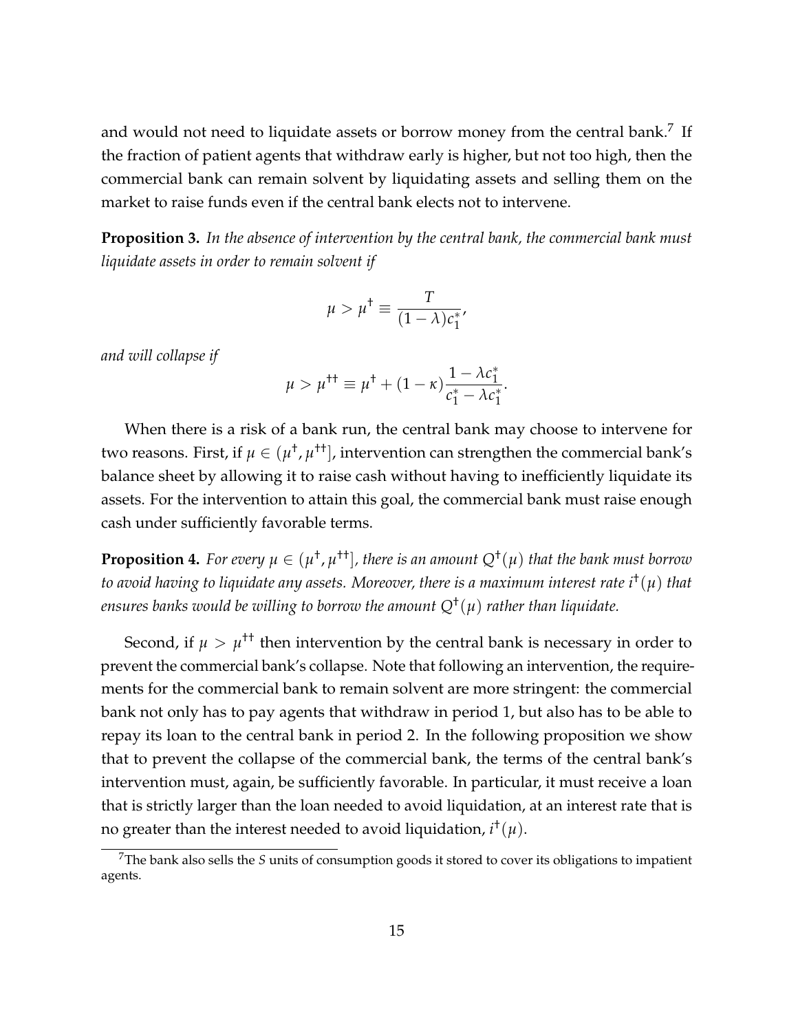and would not need to liquidate assets or borrow money from the central bank.[7] If the fraction of patient agents that withdraw early is higher, but not too high, then the commercial bank can remain solvent by liquidating assets and selling them on the market to raise funds even if the central bank elects not to intervene.

**Proposition 3.** *In the absence of intervention by the central bank, the commercial bank must liquidate assets in order to remain solvent if*

$$\mu > \mu^{\dagger} \equiv \frac{T}{(1-\lambda)c_1^*},$$

*and will collapse if*

$$\mu > \mu^{\dagger\dagger} \equiv \mu^{\dagger} + (1-\kappa)\frac{1-\lambda c_1^*}{c_1^* - \lambda c_1^*}.$$

When there is a risk of a bank run, the central bank may choose to intervene for two reasons. First, if $\mu \in (\mu^{\dagger}, \mu^{\dagger\dagger}]$, intervention can strengthen the commercial bank's balance sheet by allowing it to raise cash without having to inefficiently liquidate its assets. For the intervention to attain this goal, the commercial bank must raise enough cash under sufficiently favorable terms.

**Proposition 4.** *For every $\mu \in (\mu^{\dagger}, \mu^{\dagger\dagger}]$, there is an amount $Q^{\dagger}(\mu)$ that the bank must borrow to avoid having to liquidate any assets. Moreover, there is a maximum interest rate $i^{\dagger}(\mu)$ that ensures banks would be willing to borrow the amount $Q^{\dagger}(\mu)$ rather than liquidate.*

Second, if $\mu > \mu^{\dagger\dagger}$ then intervention by the central bank is necessary in order to prevent the commercial bank's collapse. Note that following an intervention, the requirements for the commercial bank to remain solvent are more stringent: the commercial bank not only has to pay agents that withdraw in period 1, but also has to be able to repay its loan to the central bank in period 2. In the following proposition we show that to prevent the collapse of the commercial bank, the terms of the central bank's intervention must, again, be sufficiently favorable. In particular, it must receive a loan that is strictly larger than the loan needed to avoid liquidation, at an interest rate that is no greater than the interest needed to avoid liquidation, $i^{\dagger}(\mu)$.

[7] The bank also sells the $S$ units of consumption goods it stored to cover its obligations to impatient agents.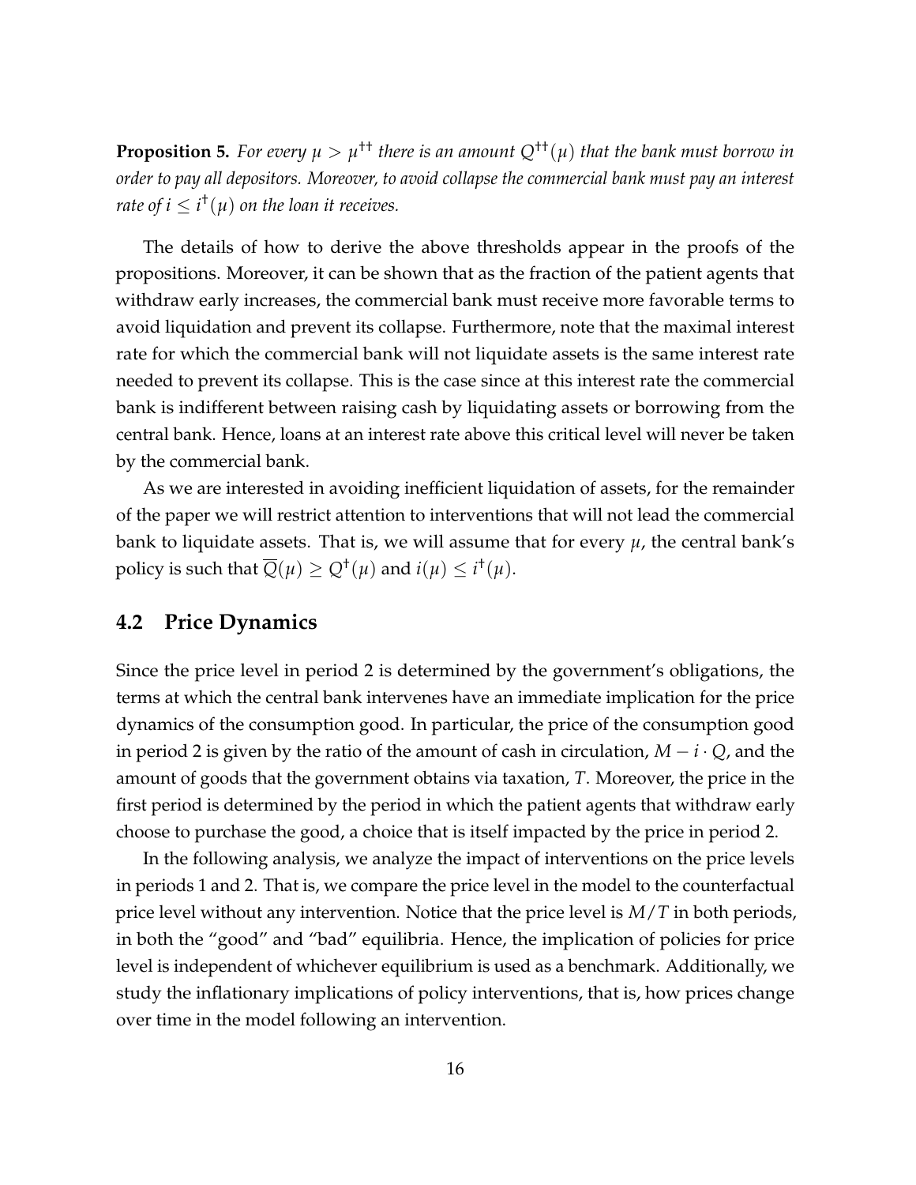**Proposition 5.** *For every $\mu > \mu^{\dagger\dagger}$ there is an amount $Q^{\dagger\dagger}(\mu)$ that the bank must borrow in order to pay all depositors. Moreover, to avoid collapse the commercial bank must pay an interest rate of $i \leq i^{\dagger}(\mu)$ on the loan it receives.*

The details of how to derive the above thresholds appear in the proofs of the propositions. Moreover, it can be shown that as the fraction of the patient agents that withdraw early increases, the commercial bank must receive more favorable terms to avoid liquidation and prevent its collapse. Furthermore, note that the maximal interest rate for which the commercial bank will not liquidate assets is the same interest rate needed to prevent its collapse. This is the case since at this interest rate the commercial bank is indifferent between raising cash by liquidating assets or borrowing from the central bank. Hence, loans at an interest rate above this critical level will never be taken by the commercial bank.

As we are interested in avoiding inefficient liquidation of assets, for the remainder of the paper we will restrict attention to interventions that will not lead the commercial bank to liquidate assets. That is, we will assume that for every $\mu$, the central bank's policy is such that $\overline{Q}(\mu) \geq Q^{\dagger}(\mu)$ and $i(\mu) \leq i^{\dagger}(\mu)$.

## 4.2 Price Dynamics

Since the price level in period 2 is determined by the government's obligations, the terms at which the central bank intervenes have an immediate implication for the price dynamics of the consumption good. In particular, the price of the consumption good in period 2 is given by the ratio of the amount of cash in circulation, $M - i \cdot Q$, and the amount of goods that the government obtains via taxation, $T$. Moreover, the price in the first period is determined by the period in which the patient agents that withdraw early choose to purchase the good, a choice that is itself impacted by the price in period 2.

In the following analysis, we analyze the impact of interventions on the price levels in periods 1 and 2. That is, we compare the price level in the model to the counterfactual price level without any intervention. Notice that the price level is $M/T$ in both periods, in both the "good" and "bad" equilibria. Hence, the implication of policies for price level is independent of whichever equilibrium is used as a benchmark. Additionally, we study the inflationary implications of policy interventions, that is, how prices change over time in the model following an intervention.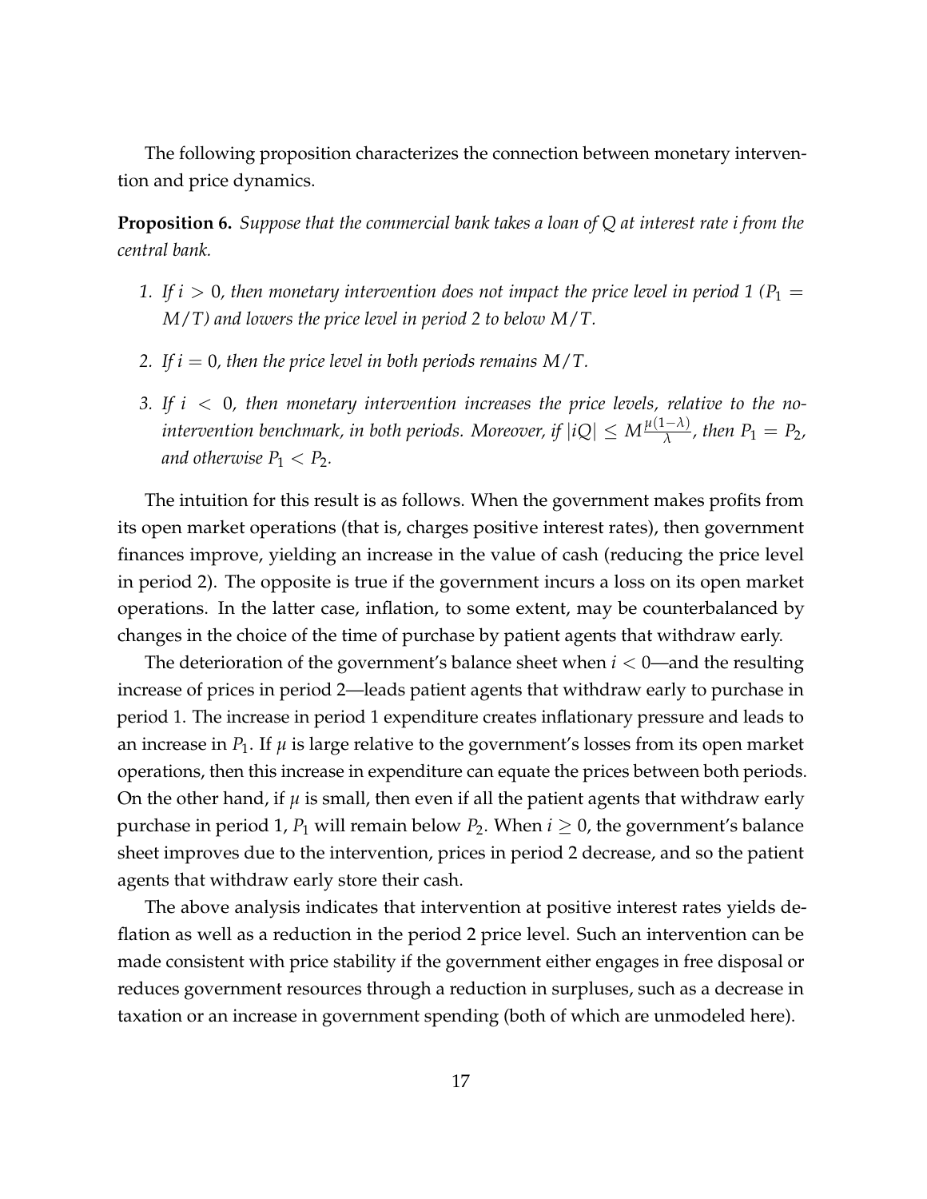The following proposition characterizes the connection between monetary intervention and price dynamics.

**Proposition 6.** *Suppose that the commercial bank takes a loan of $Q$ at interest rate $i$ from the central bank.*

1. *If $i > 0$, then monetary intervention does not impact the price level in period 1 ($P_1 = M/T$) and lowers the price level in period 2 to below $M/T$.*
2. *If $i = 0$, then the price level in both periods remains $M/T$.*
3. *If $i < 0$, then monetary intervention increases the price levels, relative to the no-intervention benchmark, in both periods. Moreover, if $|iQ| \leq M\frac{\mu(1-\lambda)}{\lambda}$, then $P_1 = P_2$, and otherwise $P_1 < P_2$.*

The intuition for this result is as follows. When the government makes profits from its open market operations (that is, charges positive interest rates), then government finances improve, yielding an increase in the value of cash (reducing the price level in period 2). The opposite is true if the government incurs a loss on its open market operations. In the latter case, inflation, to some extent, may be counterbalanced by changes in the choice of the time of purchase by patient agents that withdraw early.

The deterioration of the government's balance sheet when $i < 0$—and the resulting increase of prices in period 2—leads patient agents that withdraw early to purchase in period 1. The increase in period 1 expenditure creates inflationary pressure and leads to an increase in $P_1$. If $\mu$ is large relative to the government's losses from its open market operations, then this increase in expenditure can equate the prices between both periods. On the other hand, if $\mu$ is small, then even if all the patient agents that withdraw early purchase in period 1, $P_1$ will remain below $P_2$. When $i \geq 0$, the government's balance sheet improves due to the intervention, prices in period 2 decrease, and so the patient agents that withdraw early store their cash.

The above analysis indicates that intervention at positive interest rates yields deflation as well as a reduction in the period 2 price level. Such an intervention can be made consistent with price stability if the government either engages in free disposal or reduces government resources through a reduction in surpluses, such as a decrease in taxation or an increase in government spending (both of which are unmodeled here).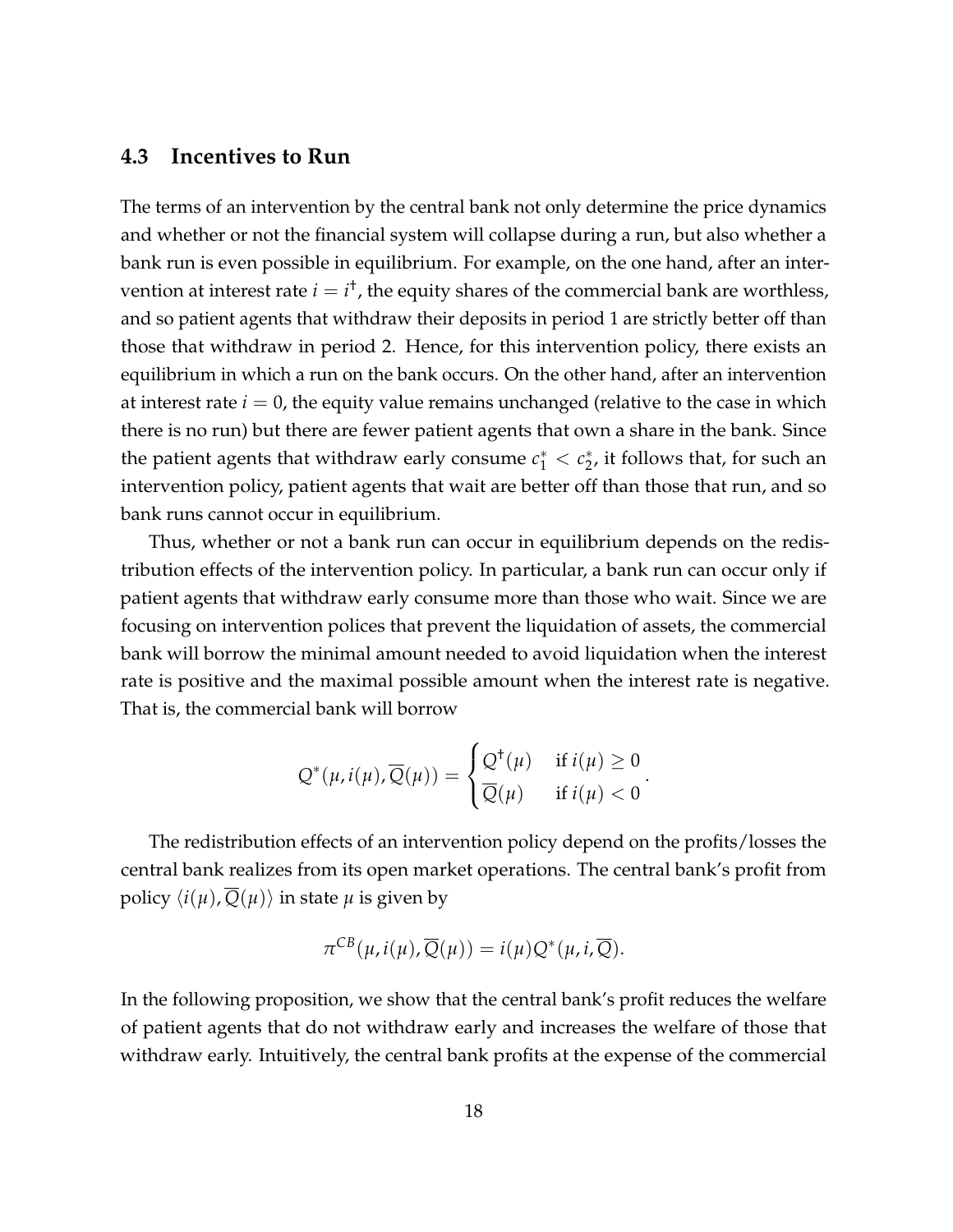### 4.3 Incentives to Run

The terms of an intervention by the central bank not only determine the price dynamics and whether or not the financial system will collapse during a run, but also whether a bank run is even possible in equilibrium. For example, on the one hand, after an intervention at interest rate $i = i^{\dagger}$, the equity shares of the commercial bank are worthless, and so patient agents that withdraw their deposits in period 1 are strictly better off than those that withdraw in period 2. Hence, for this intervention policy, there exists an equilibrium in which a run on the bank occurs. On the other hand, after an intervention at interest rate $i = 0$, the equity value remains unchanged (relative to the case in which there is no run) but there are fewer patient agents that own a share in the bank. Since the patient agents that withdraw early consume $c_1^* < c_2^*$, it follows that, for such an intervention policy, patient agents that wait are better off than those that run, and so bank runs cannot occur in equilibrium.

Thus, whether or not a bank run can occur in equilibrium depends on the redistribution effects of the intervention policy. In particular, a bank run can occur only if patient agents that withdraw early consume more than those who wait. Since we are focusing on intervention polices that prevent the liquidation of assets, the commercial bank will borrow the minimal amount needed to avoid liquidation when the interest rate is positive and the maximal possible amount when the interest rate is negative. That is, the commercial bank will borrow

$$Q^*(\mu, i(\mu), \overline{Q}(\mu)) = \begin{cases} Q^{\dagger}(\mu) & \text{if } i(\mu) \geq 0 \\ \overline{Q}(\mu) & \text{if } i(\mu) < 0 \end{cases}.$$

The redistribution effects of an intervention policy depend on the profits/losses the central bank realizes from its open market operations. The central bank's profit from policy $\langle i(\mu), \overline{Q}(\mu) \rangle$ in state $\mu$ is given by

$$\pi^{CB}(\mu, i(\mu), \overline{Q}(\mu)) = i(\mu) Q^*(\mu, i, \overline{Q}).$$

In the following proposition, we show that the central bank's profit reduces the welfare of patient agents that do not withdraw early and increases the welfare of those that withdraw early. Intuitively, the central bank profits at the expense of the commercial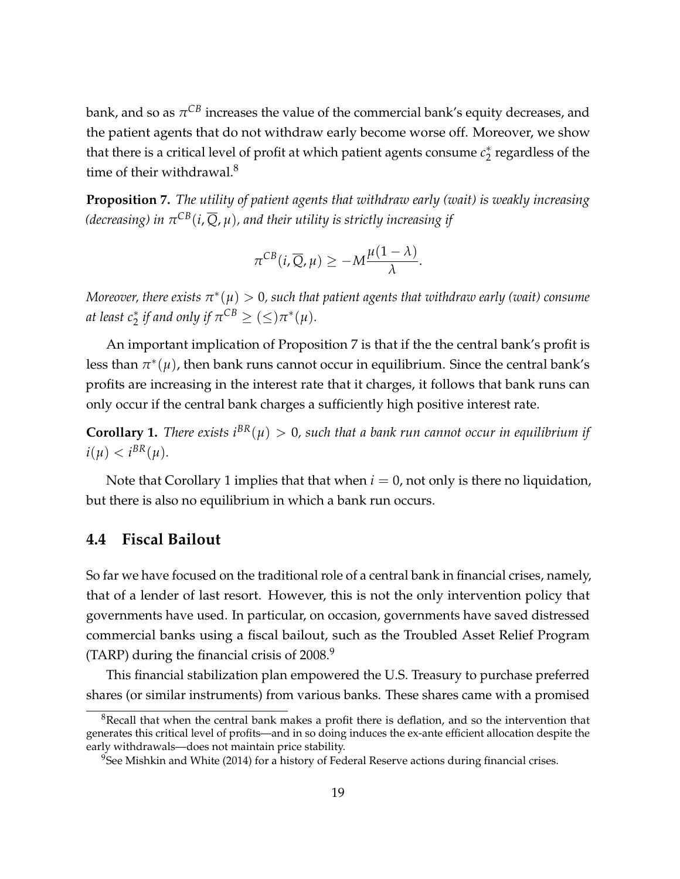bank, and so as $\pi^{CB}$ increases the value of the commercial bank's equity decreases, and the patient agents that do not withdraw early become worse off. Moreover, we show that there is a critical level of profit at which patient agents consume $c_2^*$ regardless of the time of their withdrawal.[8]

**Proposition 7.** *The utility of patient agents that withdraw early (wait) is weakly increasing (decreasing) in $\pi^{CB}(i, \overline{Q}, \mu)$, and their utility is strictly increasing if*

$$\pi^{CB}(i, \overline{Q}, \mu) \geq -M\frac{\mu(1-\lambda)}{\lambda}.$$

*Moreover, there exists $\pi^*(\mu) > 0$, such that patient agents that withdraw early (wait) consume at least $c_2^*$ if and only if $\pi^{CB} \geq (\leq) \pi^*(\mu)$.*

An important implication of Proposition 7 is that if the the central bank's profit is less than $\pi^*(\mu)$, then bank runs cannot occur in equilibrium. Since the central bank's profits are increasing in the interest rate that it charges, it follows that bank runs can only occur if the central bank charges a sufficiently high positive interest rate.

**Corollary 1.** *There exists $i^{BR}(\mu) > 0$, such that a bank run cannot occur in equilibrium if $i(\mu) < i^{BR}(\mu)$.*

Note that Corollary 1 implies that that when $i = 0$, not only is there no liquidation, but there is also no equilibrium in which a bank run occurs.

## 4.4 Fiscal Bailout

So far we have focused on the traditional role of a central bank in financial crises, namely, that of a lender of last resort. However, this is not the only intervention policy that governments have used. In particular, on occasion, governments have saved distressed commercial banks using a fiscal bailout, such as the Troubled Asset Relief Program (TARP) during the financial crisis of 2008.[9]

This financial stabilization plan empowered the U.S. Treasury to purchase preferred shares (or similar instruments) from various banks. These shares came with a promised

[8] Recall that when the central bank makes a profit there is deflation, and so the intervention that generates this critical level of profits—and in so doing induces the ex-ante efficient allocation despite the early withdrawals—does not maintain price stability.

[9] See Mishkin and White (2014) for a history of Federal Reserve actions during financial crises.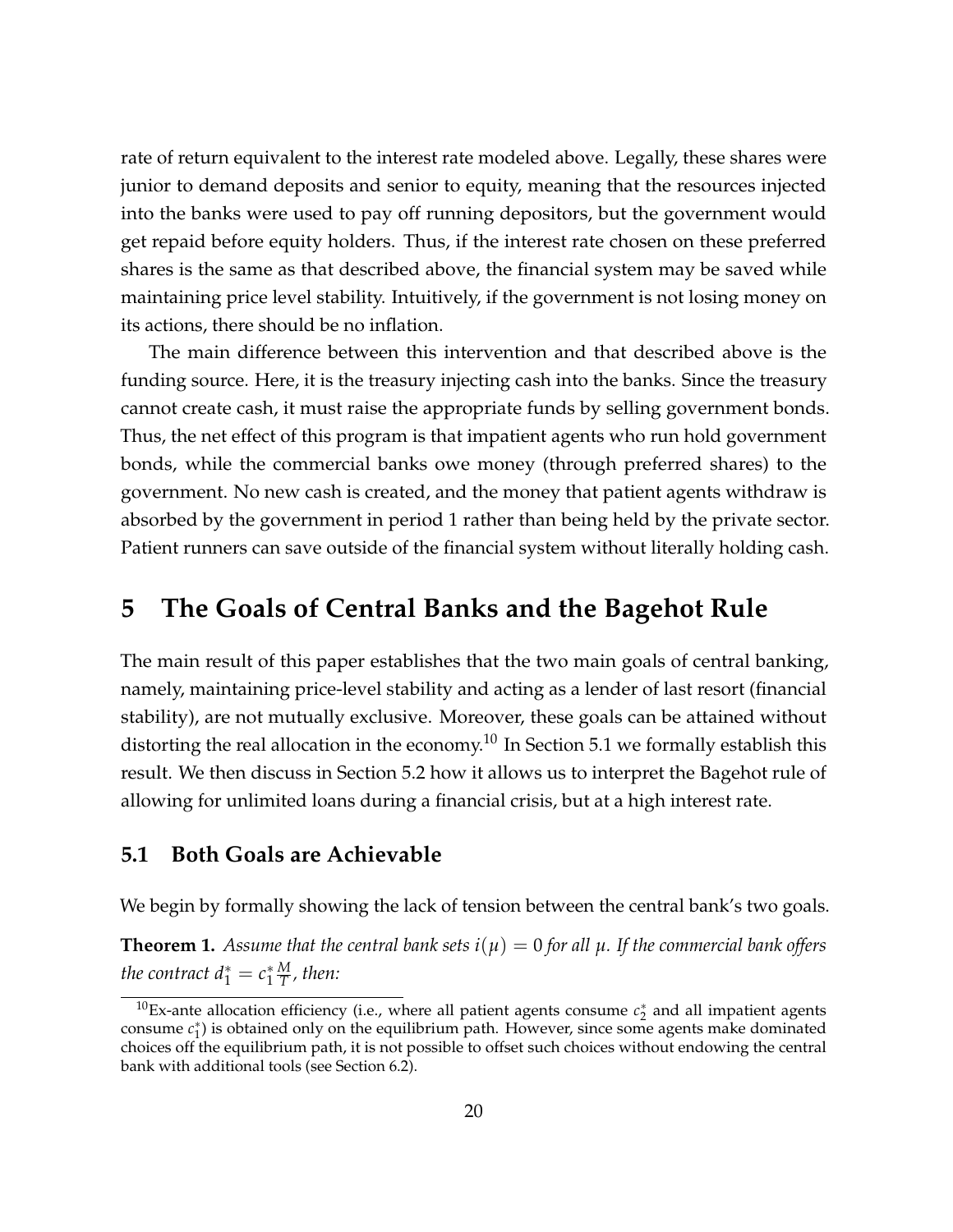rate of return equivalent to the interest rate modeled above. Legally, these shares were junior to demand deposits and senior to equity, meaning that the resources injected into the banks were used to pay off running depositors, but the government would get repaid before equity holders. Thus, if the interest rate chosen on these preferred shares is the same as that described above, the financial system may be saved while maintaining price level stability. Intuitively, if the government is not losing money on its actions, there should be no inflation.

The main difference between this intervention and that described above is the funding source. Here, it is the treasury injecting cash into the banks. Since the treasury cannot create cash, it must raise the appropriate funds by selling government bonds. Thus, the net effect of this program is that impatient agents who run hold government bonds, while the commercial banks owe money (through preferred shares) to the government. No new cash is created, and the money that patient agents withdraw is absorbed by the government in period 1 rather than being held by the private sector. Patient runners can save outside of the financial system without literally holding cash.

# 5 The Goals of Central Banks and the Bagehot Rule

The main result of this paper establishes that the two main goals of central banking, namely, maintaining price-level stability and acting as a lender of last resort (financial stability), are not mutually exclusive. Moreover, these goals can be attained without distorting the real allocation in the economy.[10] In Section 5.1 we formally establish this result. We then discuss in Section 5.2 how it allows us to interpret the Bagehot rule of allowing for unlimited loans during a financial crisis, but at a high interest rate.

## 5.1 Both Goals are Achievable

We begin by formally showing the lack of tension between the central bank's two goals.

**Theorem 1.** *Assume that the central bank sets $i(\mu) = 0$ for all $\mu$. If the commercial bank offers the contract $d_1^* = c_1^* \frac{M}{T}$, then:*

[10] Ex-ante allocation efficiency (i.e., where all patient agents consume $c_2^*$ and all impatient agents consume $c_1^*$) is obtained only on the equilibrium path. However, since some agents make dominated choices off the equilibrium path, it is not possible to offset such choices without endowing the central bank with additional tools (see Section 6.2).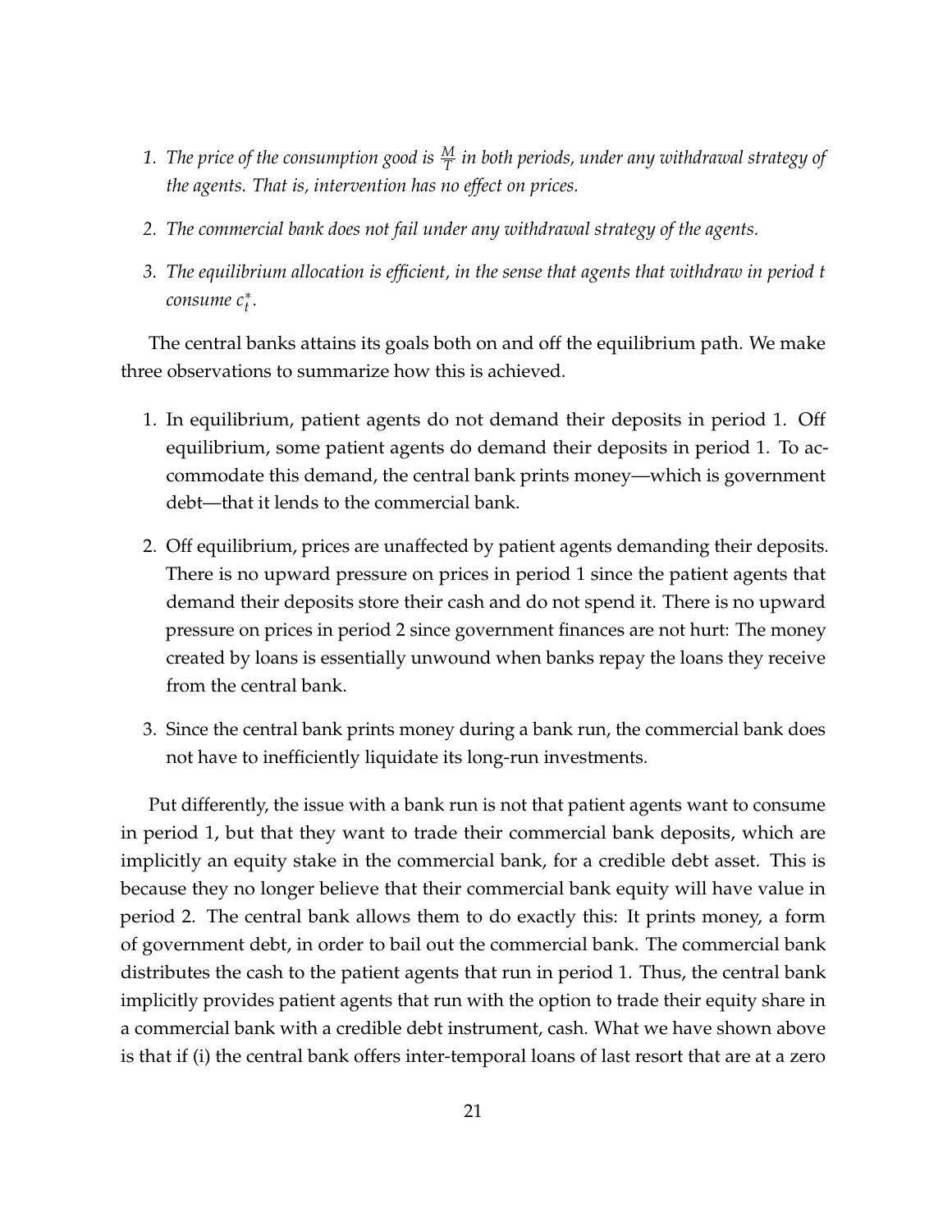1. *The price of the consumption good is $\frac{M}{T}$ in both periods, under any withdrawal strategy of the agents. That is, intervention has no effect on prices.*

2. *The commercial bank does not fail under any withdrawal strategy of the agents.*

3. *The equilibrium allocation is efficient, in the sense that agents that withdraw in period $t$ consume $c_t^*$.*

The central banks attains its goals both on and off the equilibrium path. We make three observations to summarize how this is achieved.

1. In equilibrium, patient agents do not demand their deposits in period 1. Off equilibrium, some patient agents do demand their deposits in period 1. To accommodate this demand, the central bank prints money—which is government debt—that it lends to the commercial bank.

2. Off equilibrium, prices are unaffected by patient agents demanding their deposits. There is no upward pressure on prices in period 1 since the patient agents that demand their deposits store their cash and do not spend it. There is no upward pressure on prices in period 2 since government finances are not hurt: The money created by loans is essentially unwound when banks repay the loans they receive from the central bank.

3. Since the central bank prints money during a bank run, the commercial bank does not have to inefficiently liquidate its long-run investments.

Put differently, the issue with a bank run is not that patient agents want to consume in period 1, but that they want to trade their commercial bank deposits, which are implicitly an equity stake in the commercial bank, for a credible debt asset. This is because they no longer believe that their commercial bank equity will have value in period 2. The central bank allows them to do exactly this: It prints money, a form of government debt, in order to bail out the commercial bank. The commercial bank distributes the cash to the patient agents that run in period 1. Thus, the central bank implicitly provides patient agents that run with the option to trade their equity share in a commercial bank with a credible debt instrument, cash. What we have shown above is that if (i) the central bank offers inter-temporal loans of last resort that are at a zero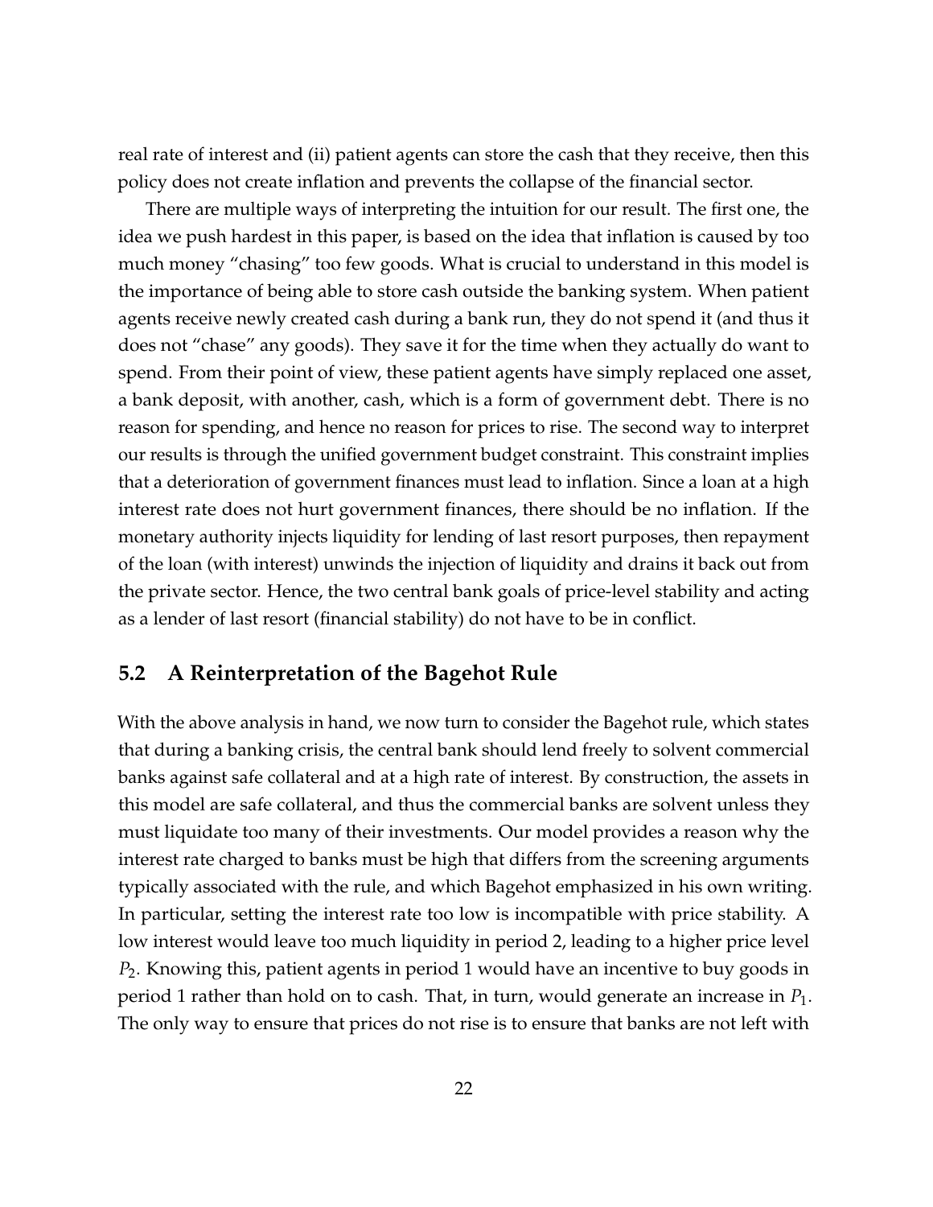real rate of interest and (ii) patient agents can store the cash that they receive, then this policy does not create inflation and prevents the collapse of the financial sector.

There are multiple ways of interpreting the intuition for our result. The first one, the idea we push hardest in this paper, is based on the idea that inflation is caused by too much money "chasing" too few goods. What is crucial to understand in this model is the importance of being able to store cash outside the banking system. When patient agents receive newly created cash during a bank run, they do not spend it (and thus it does not "chase" any goods). They save it for the time when they actually do want to spend. From their point of view, these patient agents have simply replaced one asset, a bank deposit, with another, cash, which is a form of government debt. There is no reason for spending, and hence no reason for prices to rise. The second way to interpret our results is through the unified government budget constraint. This constraint implies that a deterioration of government finances must lead to inflation. Since a loan at a high interest rate does not hurt government finances, there should be no inflation. If the monetary authority injects liquidity for lending of last resort purposes, then repayment of the loan (with interest) unwinds the injection of liquidity and drains it back out from the private sector. Hence, the two central bank goals of price-level stability and acting as a lender of last resort (financial stability) do not have to be in conflict.

## 5.2 A Reinterpretation of the Bagehot Rule

With the above analysis in hand, we now turn to consider the Bagehot rule, which states that during a banking crisis, the central bank should lend freely to solvent commercial banks against safe collateral and at a high rate of interest. By construction, the assets in this model are safe collateral, and thus the commercial banks are solvent unless they must liquidate too many of their investments. Our model provides a reason why the interest rate charged to banks must be high that differs from the screening arguments typically associated with the rule, and which Bagehot emphasized in his own writing. In particular, setting the interest rate too low is incompatible with price stability. A low interest would leave too much liquidity in period 2, leading to a higher price level $P_2$. Knowing this, patient agents in period 1 would have an incentive to buy goods in period 1 rather than hold on to cash. That, in turn, would generate an increase in $P_1$. The only way to ensure that prices do not rise is to ensure that banks are not left with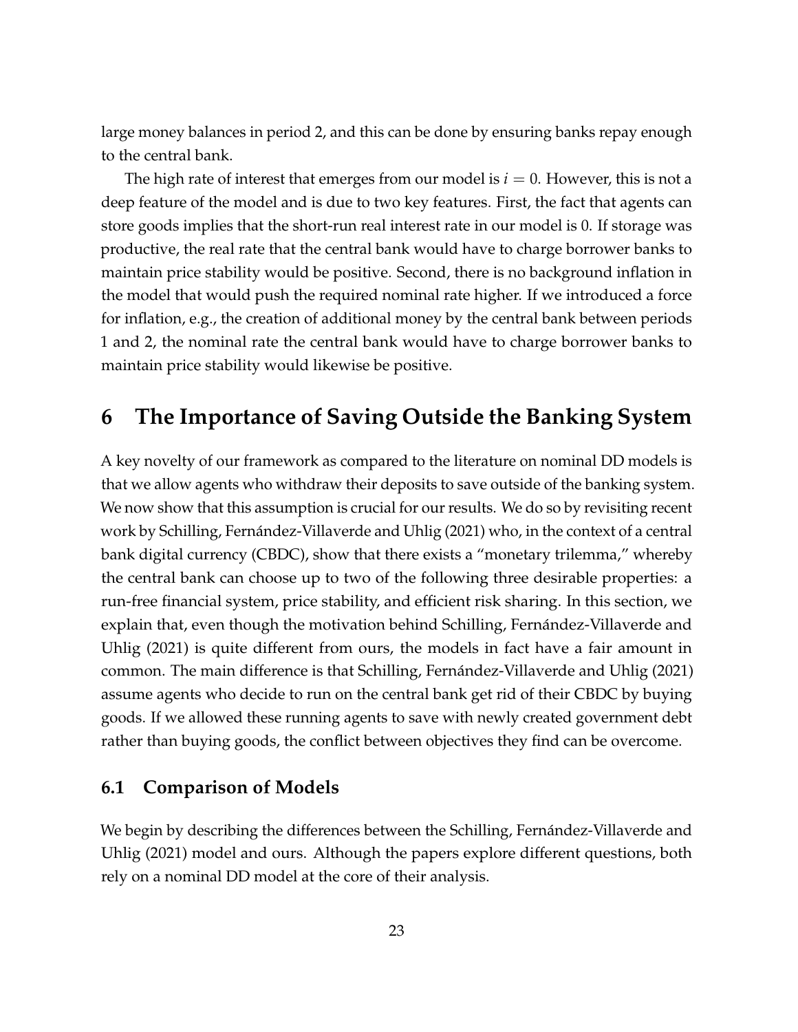large money balances in period 2, and this can be done by ensuring banks repay enough to the central bank.

The high rate of interest that emerges from our model is $i = 0$. However, this is not a deep feature of the model and is due to two key features. First, the fact that agents can store goods implies that the short-run real interest rate in our model is 0. If storage was productive, the real rate that the central bank would have to charge borrower banks to maintain price stability would be positive. Second, there is no background inflation in the model that would push the required nominal rate higher. If we introduced a force for inflation, e.g., the creation of additional money by the central bank between periods 1 and 2, the nominal rate the central bank would have to charge borrower banks to maintain price stability would likewise be positive.

# 6 The Importance of Saving Outside the Banking System

A key novelty of our framework as compared to the literature on nominal DD models is that we allow agents who withdraw their deposits to save outside of the banking system. We now show that this assumption is crucial for our results. We do so by revisiting recent work by Schilling, Fernández-Villaverde and Uhlig (2021) who, in the context of a central bank digital currency (CBDC), show that there exists a "monetary trilemma," whereby the central bank can choose up to two of the following three desirable properties: a run-free financial system, price stability, and efficient risk sharing. In this section, we explain that, even though the motivation behind Schilling, Fernández-Villaverde and Uhlig (2021) is quite different from ours, the models in fact have a fair amount in common. The main difference is that Schilling, Fernández-Villaverde and Uhlig (2021) assume agents who decide to run on the central bank get rid of their CBDC by buying goods. If we allowed these running agents to save with newly created government debt rather than buying goods, the conflict between objectives they find can be overcome.

## 6.1 Comparison of Models

We begin by describing the differences between the Schilling, Fernández-Villaverde and Uhlig (2021) model and ours. Although the papers explore different questions, both rely on a nominal DD model at the core of their analysis.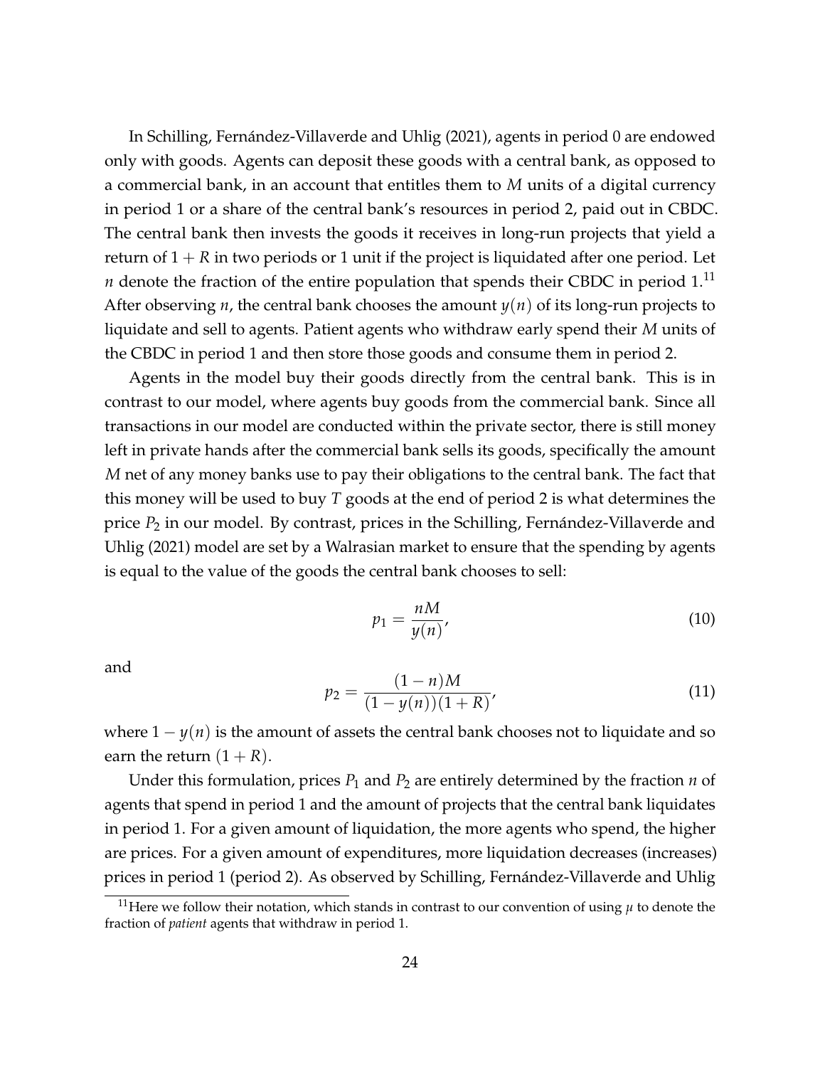In Schilling, Fernández-Villaverde and Uhlig (2021), agents in period 0 are endowed only with goods. Agents can deposit these goods with a central bank, as opposed to a commercial bank, in an account that entitles them to $M$ units of a digital currency in period 1 or a share of the central bank's resources in period 2, paid out in CBDC. The central bank then invests the goods it receives in long-run projects that yield a return of $1 + R$ in two periods or 1 unit if the project is liquidated after one period. Let $n$ denote the fraction of the entire population that spends their CBDC in period 1.[11] After observing $n$, the central bank chooses the amount $y(n)$ of its long-run projects to liquidate and sell to agents. Patient agents who withdraw early spend their $M$ units of the CBDC in period 1 and then store those goods and consume them in period 2.

Agents in the model buy their goods directly from the central bank. This is in contrast to our model, where agents buy goods from the commercial bank. Since all transactions in our model are conducted within the private sector, there is still money left in private hands after the commercial bank sells its goods, specifically the amount $M$ net of any money banks use to pay their obligations to the central bank. The fact that this money will be used to buy $T$ goods at the end of period 2 is what determines the price $P_2$ in our model. By contrast, prices in the Schilling, Fernández-Villaverde and Uhlig (2021) model are set by a Walrasian market to ensure that the spending by agents is equal to the value of the goods the central bank chooses to sell:

$$p_1 = \frac{nM}{y(n)}, \tag{10}$$

and

$$p_2 = \frac{(1-n)M}{(1-y(n))(1+R)}, \tag{11}$$

where $1 - y(n)$ is the amount of assets the central bank chooses not to liquidate and so earn the return $(1 + R)$.

Under this formulation, prices $P_1$ and $P_2$ are entirely determined by the fraction $n$ of agents that spend in period 1 and the amount of projects that the central bank liquidates in period 1. For a given amount of liquidation, the more agents who spend, the higher are prices. For a given amount of expenditures, more liquidation decreases (increases) prices in period 1 (period 2). As observed by Schilling, Fernández-Villaverde and Uhlig

[11] Here we follow their notation, which stands in contrast to our convention of using $\mu$ to denote the fraction of *patient* agents that withdraw in period 1.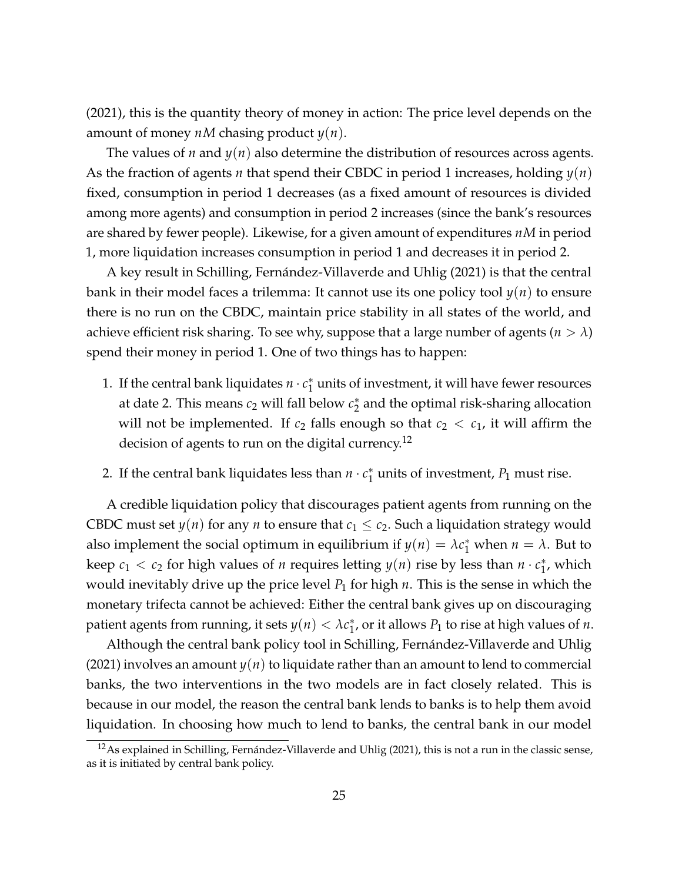(2021), this is the quantity theory of money in action: The price level depends on the amount of money $nM$ chasing product $y(n)$.

The values of $n$ and $y(n)$ also determine the distribution of resources across agents. As the fraction of agents $n$ that spend their CBDC in period 1 increases, holding $y(n)$ fixed, consumption in period 1 decreases (as a fixed amount of resources is divided among more agents) and consumption in period 2 increases (since the bank's resources are shared by fewer people). Likewise, for a given amount of expenditures $nM$ in period 1, more liquidation increases consumption in period 1 and decreases it in period 2.

A key result in Schilling, Fernández-Villaverde and Uhlig (2021) is that the central bank in their model faces a trilemma: It cannot use its one policy tool $y(n)$ to ensure there is no run on the CBDC, maintain price stability in all states of the world, and achieve efficient risk sharing. To see why, suppose that a large number of agents ($n > \lambda$) spend their money in period 1. One of two things has to happen:

1. If the central bank liquidates $n \cdot c_1^*$ units of investment, it will have fewer resources at date 2. This means $c_2$ will fall below $c_2^*$ and the optimal risk-sharing allocation will not be implemented. If $c_2$ falls enough so that $c_2 < c_1$, it will affirm the decision of agents to run on the digital currency.[12]
2. If the central bank liquidates less than $n \cdot c_1^*$ units of investment, $P_1$ must rise.

A credible liquidation policy that discourages patient agents from running on the CBDC must set $y(n)$ for any $n$ to ensure that $c_1 \leq c_2$. Such a liquidation strategy would also implement the social optimum in equilibrium if $y(n) = \lambda c_1^*$ when $n = \lambda$. But to keep $c_1 < c_2$ for high values of $n$ requires letting $y(n)$ rise by less than $n \cdot c_1^*$, which would inevitably drive up the price level $P_1$ for high $n$. This is the sense in which the monetary trifecta cannot be achieved: Either the central bank gives up on discouraging patient agents from running, it sets $y(n) < \lambda c_1^*$, or it allows $P_1$ to rise at high values of $n$.

Although the central bank policy tool in Schilling, Fernández-Villaverde and Uhlig (2021) involves an amount $y(n)$ to liquidate rather than an amount to lend to commercial banks, the two interventions in the two models are in fact closely related. This is because in our model, the reason the central bank lends to banks is to help them avoid liquidation. In choosing how much to lend to banks, the central bank in our model

[12] As explained in Schilling, Fernández-Villaverde and Uhlig (2021), this is not a run in the classic sense, as it is initiated by central bank policy.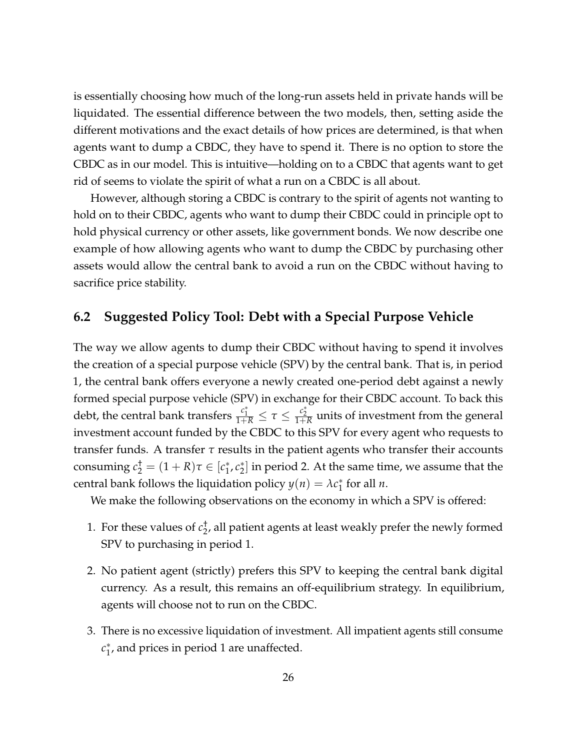is essentially choosing how much of the long-run assets held in private hands will be liquidated. The essential difference between the two models, then, setting aside the different motivations and the exact details of how prices are determined, is that when agents want to dump a CBDC, they have to spend it. There is no option to store the CBDC as in our model. This is intuitive—holding on to a CBDC that agents want to get rid of seems to violate the spirit of what a run on a CBDC is all about.

However, although storing a CBDC is contrary to the spirit of agents not wanting to hold on to their CBDC, agents who want to dump their CBDC could in principle opt to hold physical currency or other assets, like government bonds. We now describe one example of how allowing agents who want to dump the CBDC by purchasing other assets would allow the central bank to avoid a run on the CBDC without having to sacrifice price stability.

## 6.2 Suggested Policy Tool: Debt with a Special Purpose Vehicle

The way we allow agents to dump their CBDC without having to spend it involves the creation of a special purpose vehicle (SPV) by the central bank. That is, in period 1, the central bank offers everyone a newly created one-period debt against a newly formed special purpose vehicle (SPV) in exchange for their CBDC account. To back this debt, the central bank transfers $\frac{c_1^*}{1+R} \leq \tau \leq \frac{c_2^*}{1+R}$ units of investment from the general investment account funded by the CBDC to this SPV for every agent who requests to transfer funds. A transfer $\tau$ results in the patient agents who transfer their accounts consuming $c_2^\dagger = (1+R)\tau \in [c_1^*, c_2^*]$ in period 2. At the same time, we assume that the central bank follows the liquidation policy $y(n) = \lambda c_1^*$ for all $n$.

We make the following observations on the economy in which a SPV is offered:

1. For these values of $c_2^\dagger$, all patient agents at least weakly prefer the newly formed SPV to purchasing in period 1.
2. No patient agent (strictly) prefers this SPV to keeping the central bank digital currency. As a result, this remains an off-equilibrium strategy. In equilibrium, agents will choose not to run on the CBDC.
3. There is no excessive liquidation of investment. All impatient agents still consume $c_1^*$, and prices in period 1 are unaffected.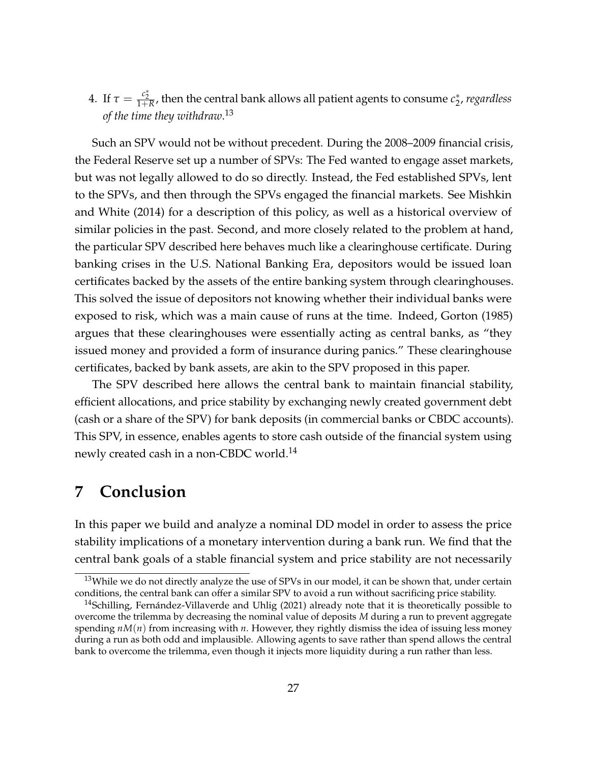4. If $\tau = \frac{c_2^*}{1+R}$, then the central bank allows all patient agents to consume $c_2^*$, *regardless of the time they withdraw*.[13]

Such an SPV would not be without precedent. During the 2008–2009 financial crisis, the Federal Reserve set up a number of SPVs: The Fed wanted to engage asset markets, but was not legally allowed to do so directly. Instead, the Fed established SPVs, lent to the SPVs, and then through the SPVs engaged the financial markets. See Mishkin and White (2014) for a description of this policy, as well as a historical overview of similar policies in the past. Second, and more closely related to the problem at hand, the particular SPV described here behaves much like a clearinghouse certificate. During banking crises in the U.S. National Banking Era, depositors would be issued loan certificates backed by the assets of the entire banking system through clearinghouses. This solved the issue of depositors not knowing whether their individual banks were exposed to risk, which was a main cause of runs at the time. Indeed, Gorton (1985) argues that these clearinghouses were essentially acting as central banks, as "they issued money and provided a form of insurance during panics." These clearinghouse certificates, backed by bank assets, are akin to the SPV proposed in this paper.

The SPV described here allows the central bank to maintain financial stability, efficient allocations, and price stability by exchanging newly created government debt (cash or a share of the SPV) for bank deposits (in commercial banks or CBDC accounts). This SPV, in essence, enables agents to store cash outside of the financial system using newly created cash in a non-CBDC world.[14]

# 7 Conclusion

In this paper we build and analyze a nominal DD model in order to assess the price stability implications of a monetary intervention during a bank run. We find that the central bank goals of a stable financial system and price stability are not necessarily

[13] While we do not directly analyze the use of SPVs in our model, it can be shown that, under certain conditions, the central bank can offer a similar SPV to avoid a run without sacrificing price stability.

[14] Schilling, Fernández-Villaverde and Uhlig (2021) already note that it is theoretically possible to overcome the trilemma by decreasing the nominal value of deposits $M$ during a run to prevent aggregate spending $nM(n)$ from increasing with $n$. However, they rightly dismiss the idea of issuing less money during a run as both odd and implausible. Allowing agents to save rather than spend allows the central bank to overcome the trilemma, even though it injects more liquidity during a run rather than less.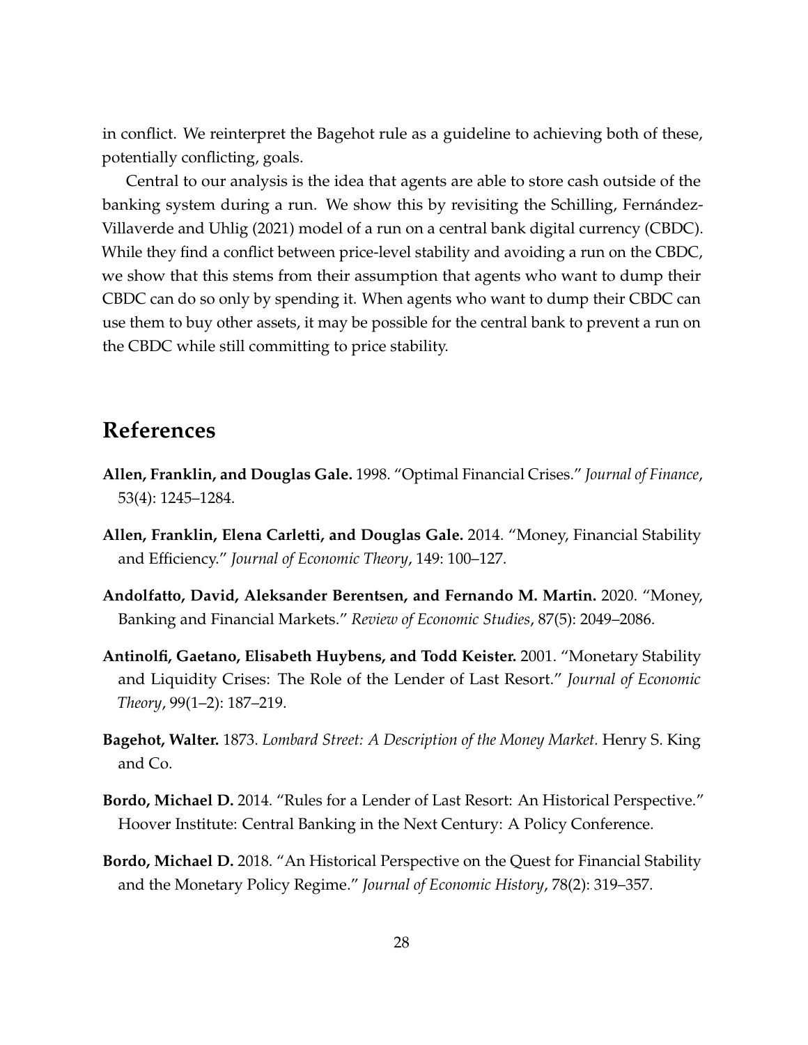in conflict. We reinterpret the Bagehot rule as a guideline to achieving both of these, potentially conflicting, goals.

Central to our analysis is the idea that agents are able to store cash outside of the banking system during a run. We show this by revisiting the Schilling, Fernández-Villaverde and Uhlig (2021) model of a run on a central bank digital currency (CBDC). While they find a conflict between price-level stability and avoiding a run on the CBDC, we show that this stems from their assumption that agents who want to dump their CBDC can do so only by spending it. When agents who want to dump their CBDC can use them to buy other assets, it may be possible for the central bank to prevent a run on the CBDC while still committing to price stability.

# References

**Allen, Franklin, and Douglas Gale.** 1998. "Optimal Financial Crises." *Journal of Finance*, 53(4): 1245–1284.

**Allen, Franklin, Elena Carletti, and Douglas Gale.** 2014. "Money, Financial Stability and Efficiency." *Journal of Economic Theory*, 149: 100–127.

**Andolfatto, David, Aleksander Berentsen, and Fernando M. Martin.** 2020. "Money, Banking and Financial Markets." *Review of Economic Studies*, 87(5): 2049–2086.

**Antinolfi, Gaetano, Elisabeth Huybens, and Todd Keister.** 2001. "Monetary Stability and Liquidity Crises: The Role of the Lender of Last Resort." *Journal of Economic Theory*, 99(1–2): 187–219.

**Bagehot, Walter.** 1873. *Lombard Street: A Description of the Money Market.* Henry S. King and Co.

**Bordo, Michael D.** 2014. "Rules for a Lender of Last Resort: An Historical Perspective." Hoover Institute: Central Banking in the Next Century: A Policy Conference.

**Bordo, Michael D.** 2018. "An Historical Perspective on the Quest for Financial Stability and the Monetary Policy Regime." *Journal of Economic History*, 78(2): 319–357.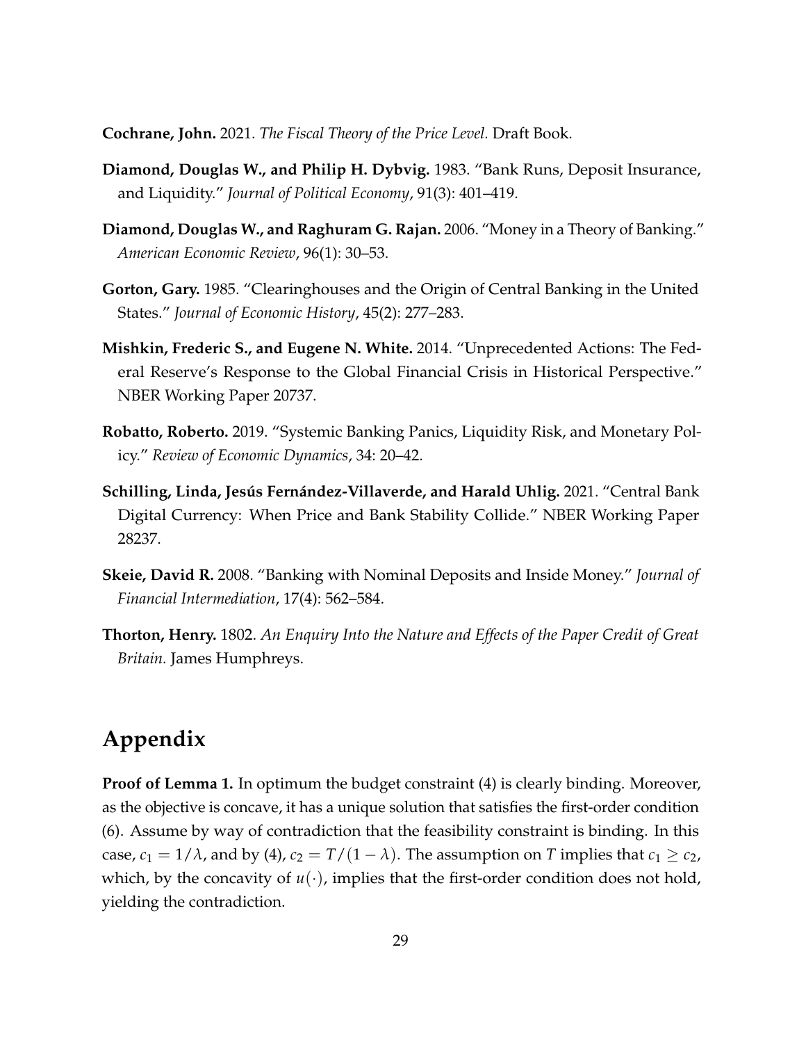**Cochrane, John.** 2021. *The Fiscal Theory of the Price Level.* Draft Book.

**Diamond, Douglas W., and Philip H. Dybvig.** 1983. "Bank Runs, Deposit Insurance, and Liquidity." *Journal of Political Economy*, 91(3): 401–419.

**Diamond, Douglas W., and Raghuram G. Rajan.** 2006. "Money in a Theory of Banking." *American Economic Review*, 96(1): 30–53.

**Gorton, Gary.** 1985. "Clearinghouses and the Origin of Central Banking in the United States." *Journal of Economic History*, 45(2): 277–283.

**Mishkin, Frederic S., and Eugene N. White.** 2014. "Unprecedented Actions: The Federal Reserve's Response to the Global Financial Crisis in Historical Perspective." NBER Working Paper 20737.

**Robatto, Roberto.** 2019. "Systemic Banking Panics, Liquidity Risk, and Monetary Policy." *Review of Economic Dynamics*, 34: 20–42.

**Schilling, Linda, Jesús Fernández-Villaverde, and Harald Uhlig.** 2021. "Central Bank Digital Currency: When Price and Bank Stability Collide." NBER Working Paper 28237.

**Skeie, David R.** 2008. "Banking with Nominal Deposits and Inside Money." *Journal of Financial Intermediation*, 17(4): 562–584.

**Thorton, Henry.** 1802. *An Enquiry Into the Nature and Effects of the Paper Credit of Great Britain.* James Humphreys.

# Appendix

**Proof of Lemma 1.** In optimum the budget constraint (4) is clearly binding. Moreover, as the objective is concave, it has a unique solution that satisfies the first-order condition (6). Assume by way of contradiction that the feasibility constraint is binding. In this case, $c_1 = 1/\lambda$, and by (4), $c_2 = T/(1-\lambda)$. The assumption on $T$ implies that $c_1 \geq c_2$, which, by the concavity of $u(\cdot)$, implies that the first-order condition does not hold, yielding the contradiction.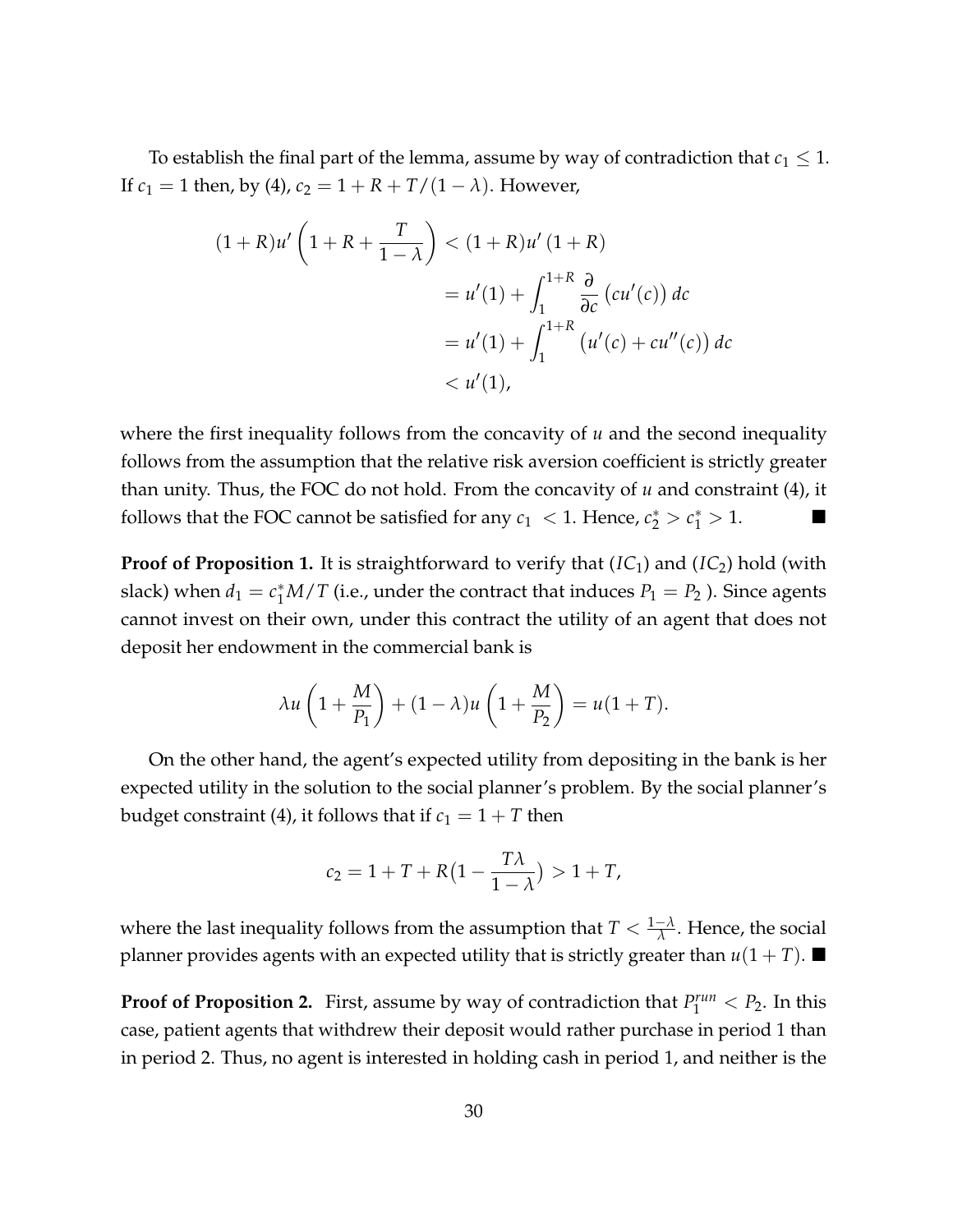To establish the final part of the lemma, assume by way of contradiction that $c_1 \leq 1$. If $c_1 = 1$ then, by (4), $c_2 = 1 + R + T/(1-\lambda)$. However,

$$
\begin{aligned}
(1+R)u'\left(1+R+\frac{T}{1-\lambda}\right) &< (1+R)u'\left(1+R\right) \\
&= u'(1) + \int_1^{1+R} \frac{\partial}{\partial c}\left(cu'(c)\right) dc \\
&= u'(1) + \int_1^{1+R} \left(u'(c) + cu''(c)\right) dc \\
&< u'(1),
\end{aligned}
$$

where the first inequality follows from the concavity of $u$ and the second inequality follows from the assumption that the relative risk aversion coefficient is strictly greater than unity. Thus, the FOC do not hold. From the concavity of $u$ and constraint (4), it follows that the FOC cannot be satisfied for any $c_1 < 1$. Hence, $c_2^* > c_1^* > 1$. ■

**Proof of Proposition 1.** It is straightforward to verify that ($IC_1$) and ($IC_2$) hold (with slack) when $d_1 = c_1^* M/T$ (i.e., under the contract that induces $P_1 = P_2$ ). Since agents cannot invest on their own, under this contract the utility of an agent that does not deposit her endowment in the commercial bank is

$$
\lambda u\left(1+\frac{M}{P_1}\right) + (1-\lambda)u\left(1+\frac{M}{P_2}\right) = u(1+T).
$$

On the other hand, the agent's expected utility from depositing in the bank is her expected utility in the solution to the social planner's problem. By the social planner's budget constraint (4), it follows that if $c_1 = 1 + T$ then

$$
c_2 = 1 + T + R\big(1 - \frac{T\lambda}{1-\lambda}\big) > 1 + T,
$$

where the last inequality follows from the assumption that $T < \frac{1-\lambda}{\lambda}$. Hence, the social planner provides agents with an expected utility that is strictly greater than $u(1+T)$. ■

**Proof of Proposition 2.** First, assume by way of contradiction that $P_1^{run} < P_2$. In this case, patient agents that withdrew their deposit would rather purchase in period 1 than in period 2. Thus, no agent is interested in holding cash in period 1, and neither is the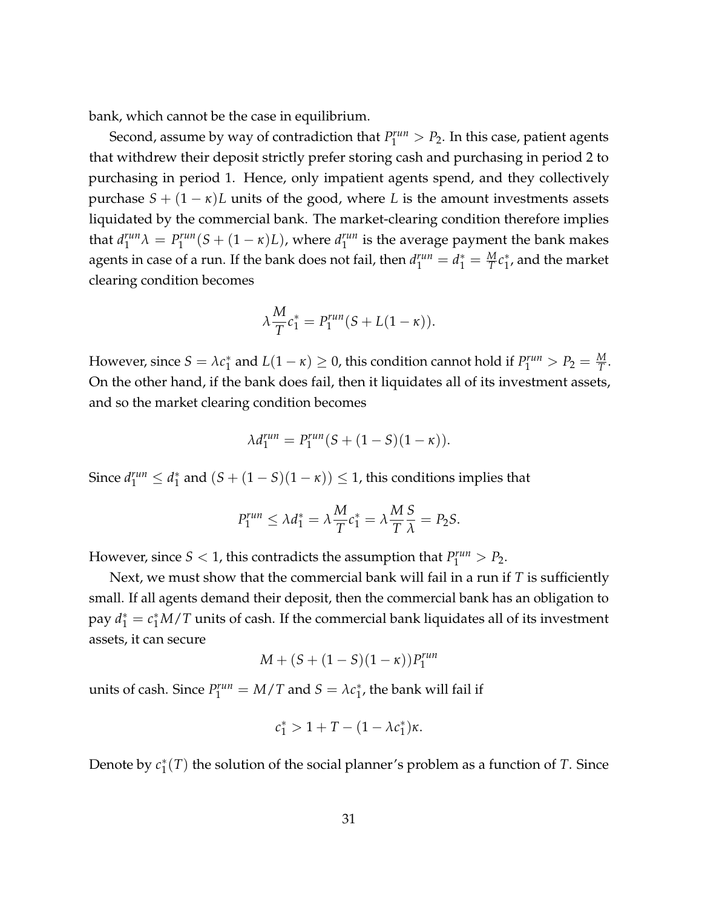bank, which cannot be the case in equilibrium.

Second, assume by way of contradiction that $P_1^{run} > P_2$. In this case, patient agents that withdrew their deposit strictly prefer storing cash and purchasing in period 2 to purchasing in period 1. Hence, only impatient agents spend, and they collectively purchase $S + (1-\kappa)L$ units of the good, where $L$ is the amount investments assets liquidated by the commercial bank. The market-clearing condition therefore implies that $d_1^{run}\lambda = P_1^{run}(S + (1-\kappa)L)$, where $d_1^{run}$ is the average payment the bank makes agents in case of a run. If the bank does not fail, then $d_1^{run} = d_1^* = \frac{M}{T}c_1^*$, and the market clearing condition becomes

$$\lambda \frac{M}{T} c_1^* = P_1^{run}(S + L(1-\kappa)).$$

However, since $S = \lambda c_1^*$ and $L(1-\kappa) \geq 0$, this condition cannot hold if $P_1^{run} > P_2 = \frac{M}{T}$. On the other hand, if the bank does fail, then it liquidates all of its investment assets, and so the market clearing condition becomes

$$\lambda d_1^{run} = P_1^{run}(S + (1-S)(1-\kappa)).$$

Since $d_1^{run} \leq d_1^*$ and $(S + (1-S)(1-\kappa)) \leq 1$, this conditions implies that

$$P_1^{run} \leq \lambda d_1^* = \lambda \frac{M}{T} c_1^* = \lambda \frac{M}{T} \frac{S}{\lambda} = P_2 S.$$

However, since $S < 1$, this contradicts the assumption that $P_1^{run} > P_2$.

Next, we must show that the commercial bank will fail in a run if $T$ is sufficiently small. If all agents demand their deposit, then the commercial bank has an obligation to pay $d_1^* = c_1^* M/T$ units of cash. If the commercial bank liquidates all of its investment assets, it can secure

$$M + (S + (1-S)(1-\kappa))P_1^{run}$$

units of cash. Since $P_1^{run} = M/T$ and $S = \lambda c_1^*$, the bank will fail if

$$c_1^* > 1 + T - (1 - \lambda c_1^*)\kappa.$$

Denote by $c_1^*(T)$ the solution of the social planner's problem as a function of $T$. Since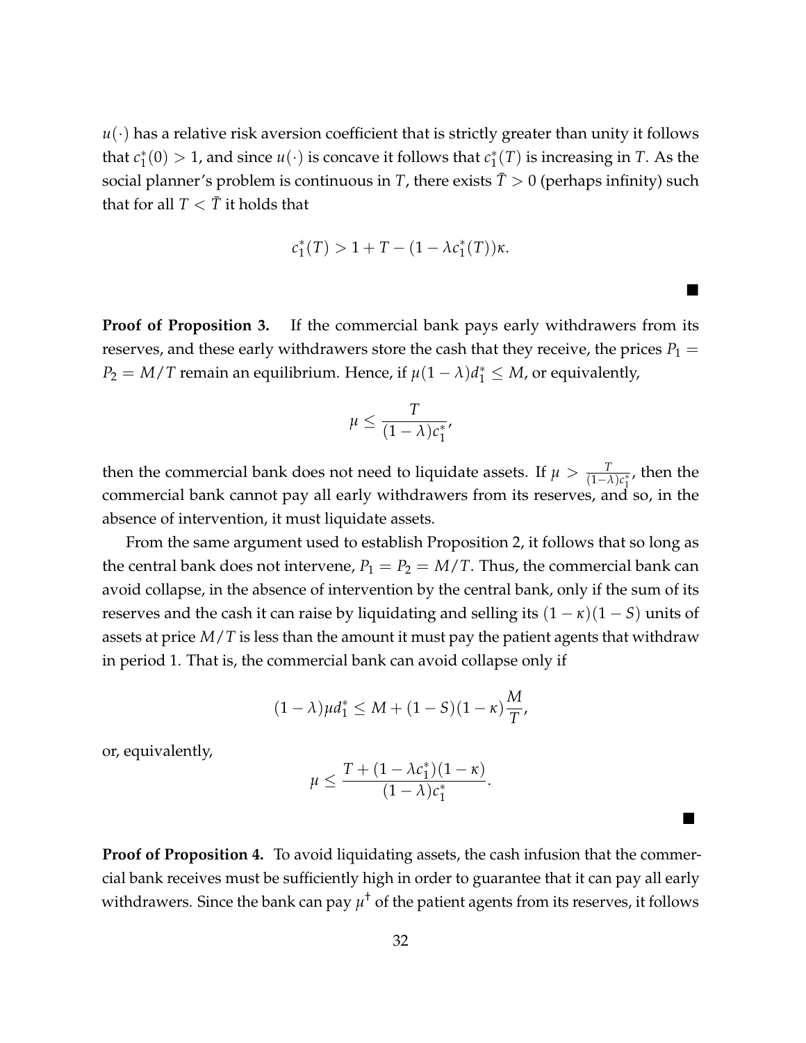$u(\cdot)$ has a relative risk aversion coefficient that is strictly greater than unity it follows that $c_1^*(0) > 1$, and since $u(\cdot)$ is concave it follows that $c_1^*(T)$ is increasing in $T$. As the social planner's problem is continuous in $T$, there exists $\bar{T} > 0$ (perhaps infinity) such that for all $T < \bar{T}$ it holds that

$$c_1^*(T) > 1 + T - (1 - \lambda c_1^*(T))\kappa.$$

■

**Proof of Proposition 3.** If the commercial bank pays early withdrawers from its reserves, and these early withdrawers store the cash that they receive, the prices $P_1 = P_2 = M/T$ remain an equilibrium. Hence, if $\mu(1-\lambda)d_1^* \leq M$, or equivalently,

$$\mu \leq \frac{T}{(1-\lambda)c_1^*},$$

then the commercial bank does not need to liquidate assets. If $\mu > \frac{T}{(1-\lambda)c_1^*}$, then the commercial bank cannot pay all early withdrawers from its reserves, and so, in the absence of intervention, it must liquidate assets.

From the same argument used to establish Proposition 2, it follows that so long as the central bank does not intervene, $P_1 = P_2 = M/T$. Thus, the commercial bank can avoid collapse, in the absence of intervention by the central bank, only if the sum of its reserves and the cash it can raise by liquidating and selling its $(1-\kappa)(1-S)$ units of assets at price $M/T$ is less than the amount it must pay the patient agents that withdraw in period 1. That is, the commercial bank can avoid collapse only if

$$(1-\lambda)\mu d_1^* \leq M + (1-S)(1-\kappa)\frac{M}{T},$$

or, equivalently,

$$\mu \leq \frac{T + (1-\lambda c_1^*)(1-\kappa)}{(1-\lambda)c_1^*}.$$

■

**Proof of Proposition 4.** To avoid liquidating assets, the cash infusion that the commercial bank receives must be sufficiently high in order to guarantee that it can pay all early withdrawers. Since the bank can pay $\mu^\dagger$ of the patient agents from its reserves, it follows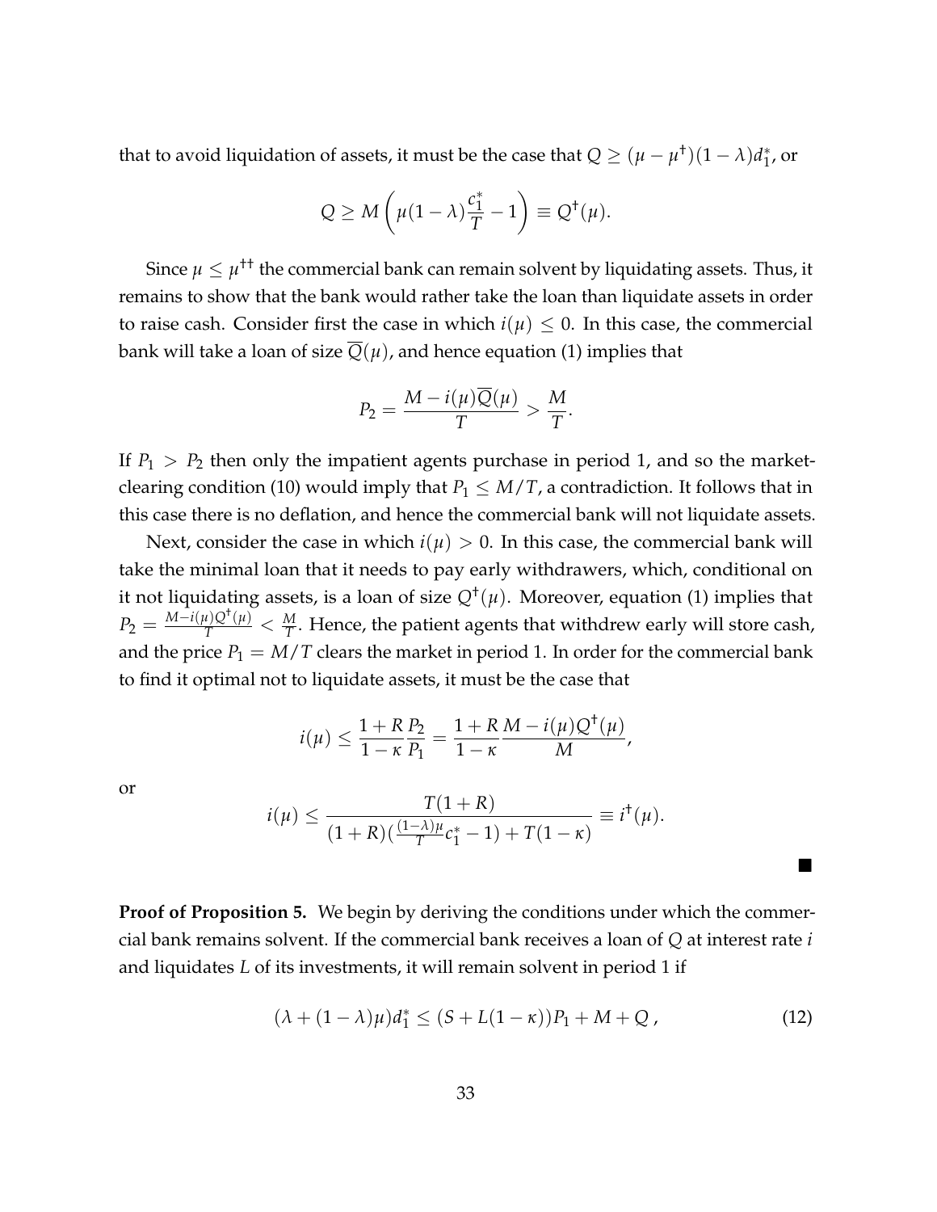that to avoid liquidation of assets, it must be the case that $Q \geq (\mu - \mu^{\dagger})(1-\lambda)d_1^*$, or

$$Q \geq M\left(\mu(1-\lambda)\frac{c_1^*}{T} - 1\right) \equiv Q^{\dagger}(\mu).$$

Since $\mu \leq \mu^{\dagger\dagger}$ the commercial bank can remain solvent by liquidating assets. Thus, it remains to show that the bank would rather take the loan than liquidate assets in order to raise cash. Consider first the case in which $i(\mu) \leq 0$. In this case, the commercial bank will take a loan of size $\overline{Q}(\mu)$, and hence equation (1) implies that

$$P_2 = \frac{M - i(\mu)\overline{Q}(\mu)}{T} > \frac{M}{T}.$$

If $P_1 > P_2$ then only the impatient agents purchase in period 1, and so the market-clearing condition (10) would imply that $P_1 \leq M/T$, a contradiction. It follows that in this case there is no deflation, and hence the commercial bank will not liquidate assets.

Next, consider the case in which $i(\mu) > 0$. In this case, the commercial bank will take the minimal loan that it needs to pay early withdrawers, which, conditional on it not liquidating assets, is a loan of size $Q^{\dagger}(\mu)$. Moreover, equation (1) implies that $P_2 = \frac{M - i(\mu)Q^{\dagger}(\mu)}{T} < \frac{M}{T}$. Hence, the patient agents that withdrew early will store cash, and the price $P_1 = M/T$ clears the market in period 1. In order for the commercial bank to find it optimal not to liquidate assets, it must be the case that

$$i(\mu) \leq \frac{1+R}{1-\kappa}\frac{P_2}{P_1} = \frac{1+R}{1-\kappa}\frac{M - i(\mu)Q^{\dagger}(\mu)}{M},$$

or

$$i(\mu) \leq \frac{T(1+R)}{(1+R)(\frac{(1-\lambda)\mu}{T}c_1^* - 1) + T(1-\kappa)} \equiv i^{\dagger}(\mu).$$

■

**Proof of Proposition 5.** We begin by deriving the conditions under which the commercial bank remains solvent. If the commercial bank receives a loan of $Q$ at interest rate $i$ and liquidates $L$ of its investments, it will remain solvent in period 1 if

$$(\lambda + (1-\lambda)\mu)d_1^* \leq (S + L(1-\kappa))P_1 + M + Q\,, \tag{12}$$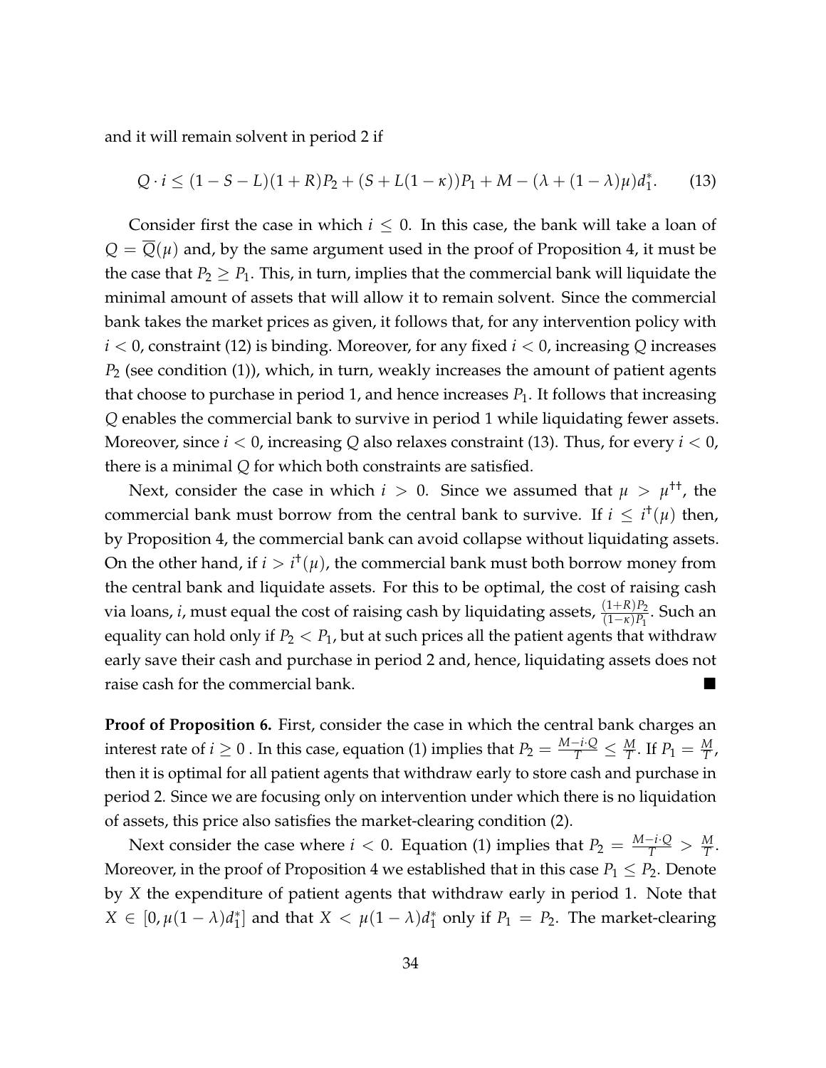and it will remain solvent in period 2 if

$$Q \cdot i \leq (1 - S - L)(1 + R)P_2 + (S + L(1 - \kappa))P_1 + M - (\lambda + (1 - \lambda)\mu)d_1^*. \tag{13}$$

Consider first the case in which $i \leq 0$. In this case, the bank will take a loan of $Q = \overline{Q}(\mu)$ and, by the same argument used in the proof of Proposition 4, it must be the case that $P_2 \geq P_1$. This, in turn, implies that the commercial bank will liquidate the minimal amount of assets that will allow it to remain solvent. Since the commercial bank takes the market prices as given, it follows that, for any intervention policy with $i < 0$, constraint (12) is binding. Moreover, for any fixed $i < 0$, increasing $Q$ increases $P_2$ (see condition (1)), which, in turn, weakly increases the amount of patient agents that choose to purchase in period 1, and hence increases $P_1$. It follows that increasing $Q$ enables the commercial bank to survive in period 1 while liquidating fewer assets. Moreover, since $i < 0$, increasing $Q$ also relaxes constraint (13). Thus, for every $i < 0$, there is a minimal $Q$ for which both constraints are satisfied.

Next, consider the case in which $i > 0$. Since we assumed that $\mu > \mu^{\dagger\dagger}$, the commercial bank must borrow from the central bank to survive. If $i \leq i^{\dagger}(\mu)$ then, by Proposition 4, the commercial bank can avoid collapse without liquidating assets. On the other hand, if $i > i^{\dagger}(\mu)$, the commercial bank must both borrow money from the central bank and liquidate assets. For this to be optimal, the cost of raising cash via loans, $i$, must equal the cost of raising cash by liquidating assets, $\frac{(1+R)P_2}{(1-\kappa)P_1}$. Such an equality can hold only if $P_2 < P_1$, but at such prices all the patient agents that withdraw early save their cash and purchase in period 2 and, hence, liquidating assets does not raise cash for the commercial bank. ■

**Proof of Proposition 6.** First, consider the case in which the central bank charges an interest rate of $i \geq 0$ . In this case, equation (1) implies that $P_2 = \frac{M - i \cdot Q}{T} \leq \frac{M}{T}$. If $P_1 = \frac{M}{T}$, then it is optimal for all patient agents that withdraw early to store cash and purchase in period 2. Since we are focusing only on intervention under which there is no liquidation of assets, this price also satisfies the market-clearing condition (2).

Next consider the case where $i < 0$. Equation (1) implies that $P_2 = \frac{M - i \cdot Q}{T} > \frac{M}{T}$. Moreover, in the proof of Proposition 4 we established that in this case $P_1 \leq P_2$. Denote by $X$ the expenditure of patient agents that withdraw early in period 1. Note that $X \in [0, \mu(1 - \lambda)d_1^*]$ and that $X < \mu(1 - \lambda)d_1^*$ only if $P_1 = P_2$. The market-clearing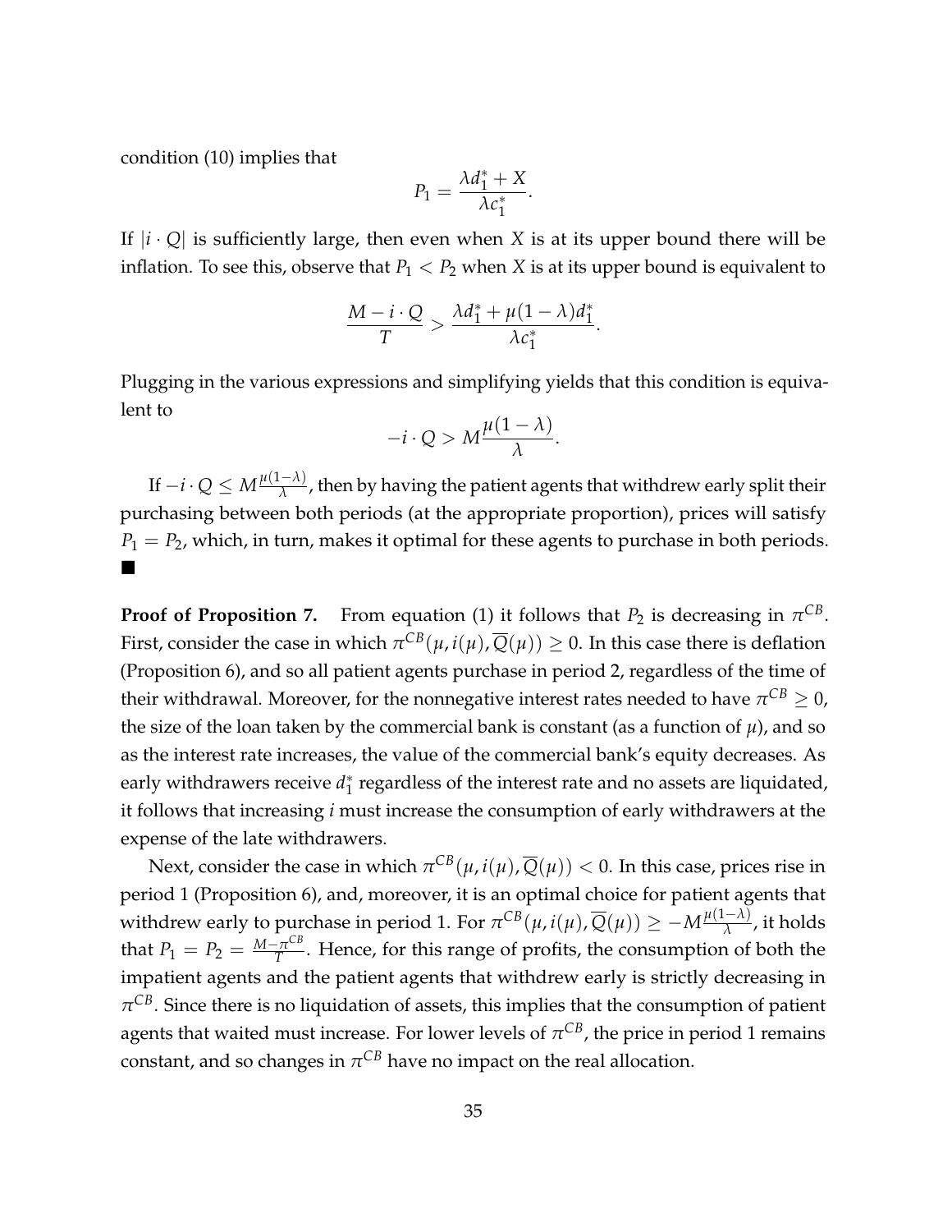condition (10) implies that

$$P_1 = \frac{\lambda d_1^* + X}{\lambda c_1^*}.$$

If $|i \cdot Q|$ is sufficiently large, then even when $X$ is at its upper bound there will be inflation. To see this, observe that $P_1 < P_2$ when $X$ is at its upper bound is equivalent to

$$\frac{M - i \cdot Q}{T} > \frac{\lambda d_1^* + \mu(1-\lambda) d_1^*}{\lambda c_1^*}.$$

Plugging in the various expressions and simplifying yields that this condition is equivalent to

$$-i \cdot Q > M \frac{\mu(1-\lambda)}{\lambda}.$$

If $-i \cdot Q \leq M \frac{\mu(1-\lambda)}{\lambda}$, then by having the patient agents that withdrew early split their purchasing between both periods (at the appropriate proportion), prices will satisfy $P_1 = P_2$, which, in turn, makes it optimal for these agents to purchase in both periods. ■

**Proof of Proposition 7.** From equation (1) it follows that $P_2$ is decreasing in $\pi^{CB}$. First, consider the case in which $\pi^{CB}(\mu, i(\mu), \overline{Q}(\mu)) \geq 0$. In this case there is deflation (Proposition 6), and so all patient agents purchase in period 2, regardless of the time of their withdrawal. Moreover, for the nonnegative interest rates needed to have $\pi^{CB} \geq 0$, the size of the loan taken by the commercial bank is constant (as a function of $\mu$), and so as the interest rate increases, the value of the commercial bank's equity decreases. As early withdrawers receive $d_1^*$ regardless of the interest rate and no assets are liquidated, it follows that increasing $i$ must increase the consumption of early withdrawers at the expense of the late withdrawers.

Next, consider the case in which $\pi^{CB}(\mu, i(\mu), \overline{Q}(\mu)) < 0$. In this case, prices rise in period 1 (Proposition 6), and, moreover, it is an optimal choice for patient agents that withdrew early to purchase in period 1. For $\pi^{CB}(\mu, i(\mu), \overline{Q}(\mu)) \geq -M \frac{\mu(1-\lambda)}{\lambda}$, it holds that $P_1 = P_2 = \frac{M - \pi^{CB}}{T}$. Hence, for this range of profits, the consumption of both the impatient agents and the patient agents that withdrew early is strictly decreasing in $\pi^{CB}$. Since there is no liquidation of assets, this implies that the consumption of patient agents that waited must increase. For lower levels of $\pi^{CB}$, the price in period 1 remains constant, and so changes in $\pi^{CB}$ have no impact on the real allocation.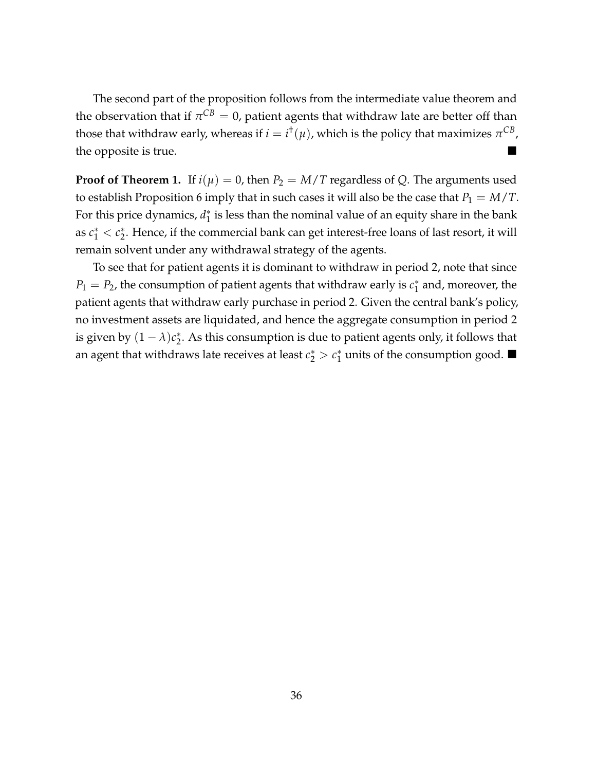The second part of the proposition follows from the intermediate value theorem and the observation that if $\pi^{CB} = 0$, patient agents that withdraw late are better off than those that withdraw early, whereas if $i = i^{\dagger}(\mu)$, which is the policy that maximizes $\pi^{CB}$, the opposite is true. ■

**Proof of Theorem 1.** If $i(\mu) = 0$, then $P_2 = M/T$ regardless of $Q$. The arguments used to establish Proposition 6 imply that in such cases it will also be the case that $P_1 = M/T$. For this price dynamics, $d_1^*$ is less than the nominal value of an equity share in the bank as $c_1^* < c_2^*$. Hence, if the commercial bank can get interest-free loans of last resort, it will remain solvent under any withdrawal strategy of the agents.

To see that for patient agents it is dominant to withdraw in period 2, note that since $P_1 = P_2$, the consumption of patient agents that withdraw early is $c_1^*$ and, moreover, the patient agents that withdraw early purchase in period 2. Given the central bank's policy, no investment assets are liquidated, and hence the aggregate consumption in period 2 is given by $(1 - \lambda)c_2^*$. As this consumption is due to patient agents only, it follows that an agent that withdraws late receives at least $c_2^* > c_1^*$ units of the consumption good. ■